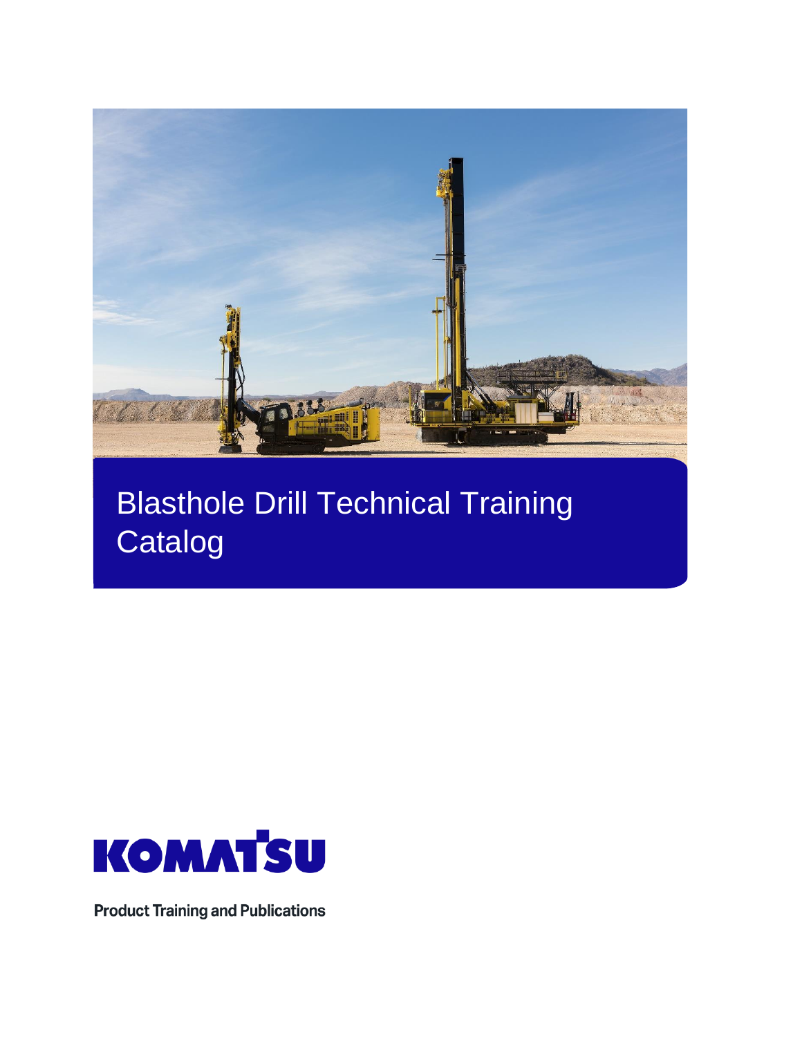# Blasthole Drill Technical Training Catalog

KOMATSU

Product Training and Publications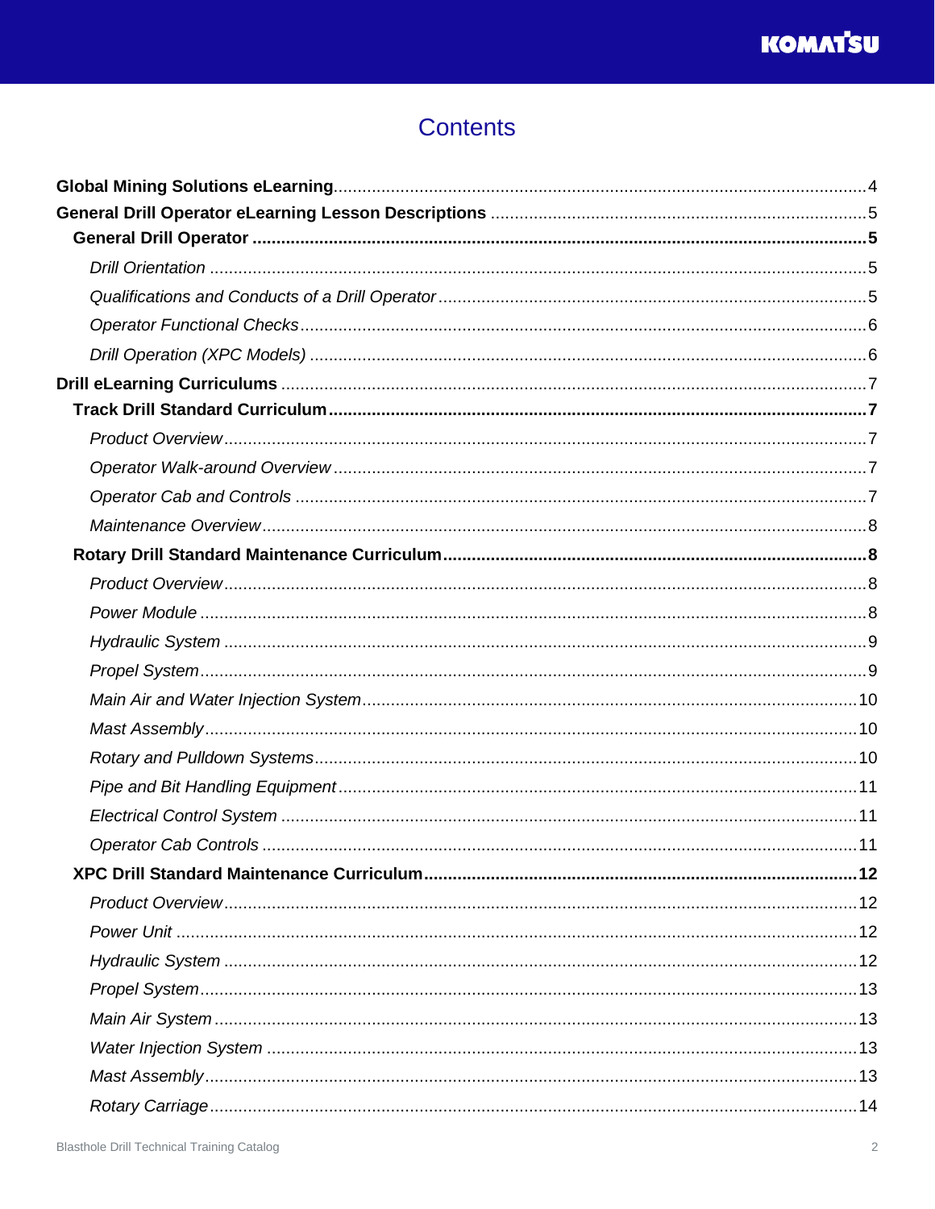# Contents

**Global Mining Solutions eLearning** .... 4

**General Drill Operator eLearning Lesson Descriptions** .... 5

- **General Drill Operator** .... 5
  - *Drill Orientation* .... 5
  - *Qualifications and Conducts of a Drill Operator* .... 5
  - *Operator Functional Checks* .... 6
  - *Drill Operation (XPC Models)* .... 6

**Drill eLearning Curriculums** .... 7

- **Track Drill Standard Curriculum** .... 7
  - *Product Overview* .... 7
  - *Operator Walk-around Overview* .... 7
  - *Operator Cab and Controls* .... 7
  - *Maintenance Overview* .... 8
- **Rotary Drill Standard Maintenance Curriculum** .... 8
  - *Product Overview* .... 8
  - *Power Module* .... 8
  - *Hydraulic System* .... 9
  - *Propel System* .... 9
  - *Main Air and Water Injection System* .... 10
  - *Mast Assembly* .... 10
  - *Rotary and Pulldown Systems* .... 10
  - *Pipe and Bit Handling Equipment* .... 11
  - *Electrical Control System* .... 11
  - *Operator Cab Controls* .... 11
- **XPC Drill Standard Maintenance Curriculum** .... 12
  - *Product Overview* .... 12
  - *Power Unit* .... 12
  - *Hydraulic System* .... 12
  - *Propel System* .... 13
  - *Main Air System* .... 13
  - *Water Injection System* .... 13
  - *Mast Assembly* .... 13
  - *Rotary Carriage* .... 14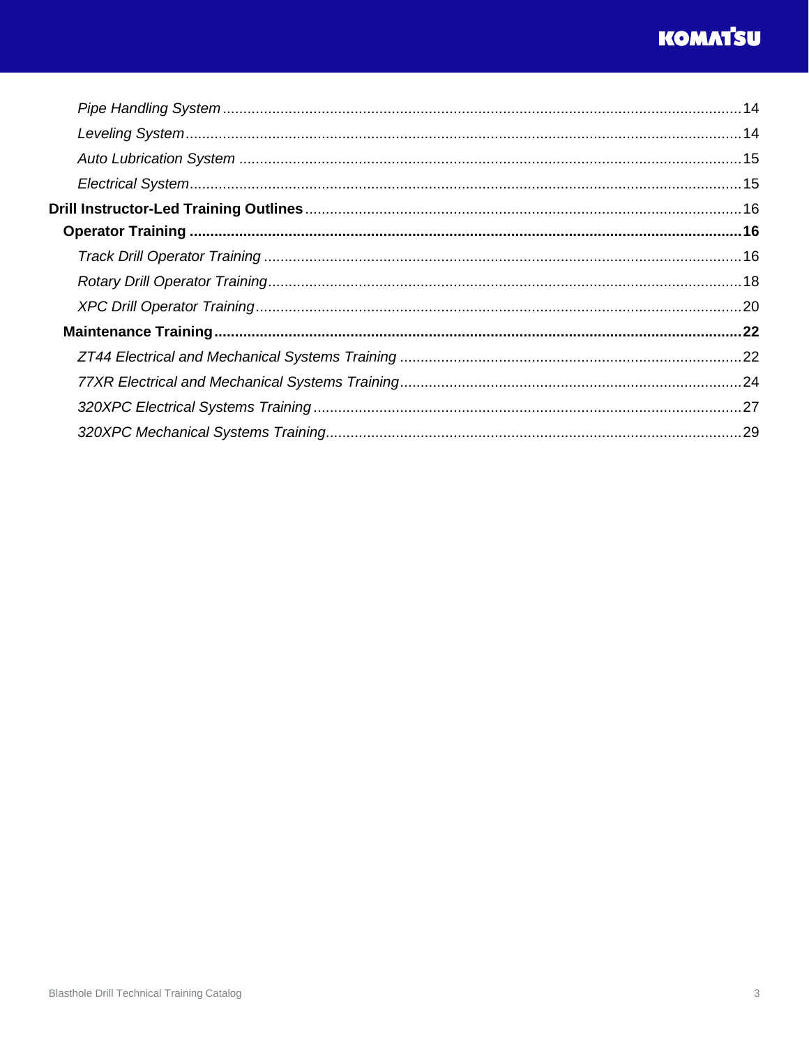*Pipe Handling System* .......... 14

*Leveling System* .......... 14

*Auto Lubrication System* .......... 15

*Electrical System* .......... 15

Drill Instructor-Led Training Outlines .......... 16

**Operator Training** .......... **16**

*Track Drill Operator Training* .......... 16

*Rotary Drill Operator Training* .......... 18

*XPC Drill Operator Training* .......... 20

**Maintenance Training** .......... **22**

*ZT44 Electrical and Mechanical Systems Training* .......... 22

*77XR Electrical and Mechanical Systems Training* .......... 24

*320XPC Electrical Systems Training* .......... 27

*320XPC Mechanical Systems Training* .......... 29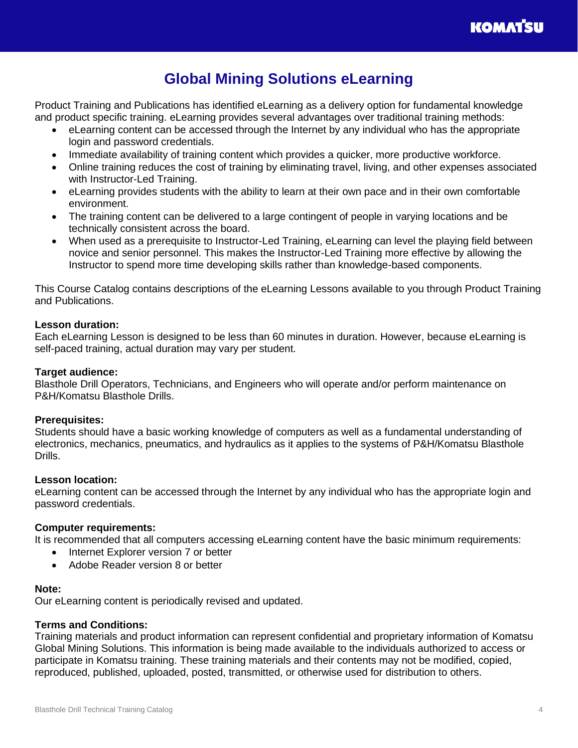# Global Mining Solutions eLearning

Product Training and Publications has identified eLearning as a delivery option for fundamental knowledge and product specific training. eLearning provides several advantages over traditional training methods:

- eLearning content can be accessed through the Internet by any individual who has the appropriate login and password credentials.
- Immediate availability of training content which provides a quicker, more productive workforce.
- Online training reduces the cost of training by eliminating travel, living, and other expenses associated with Instructor-Led Training.
- eLearning provides students with the ability to learn at their own pace and in their own comfortable environment.
- The training content can be delivered to a large contingent of people in varying locations and be technically consistent across the board.
- When used as a prerequisite to Instructor-Led Training, eLearning can level the playing field between novice and senior personnel. This makes the Instructor-Led Training more effective by allowing the Instructor to spend more time developing skills rather than knowledge-based components.

This Course Catalog contains descriptions of the eLearning Lessons available to you through Product Training and Publications.

**Lesson duration:**
Each eLearning Lesson is designed to be less than 60 minutes in duration. However, because eLearning is self-paced training, actual duration may vary per student.

**Target audience:**
Blasthole Drill Operators, Technicians, and Engineers who will operate and/or perform maintenance on P&H/Komatsu Blasthole Drills.

**Prerequisites:**
Students should have a basic working knowledge of computers as well as a fundamental understanding of electronics, mechanics, pneumatics, and hydraulics as it applies to the systems of P&H/Komatsu Blasthole Drills.

**Lesson location:**
eLearning content can be accessed through the Internet by any individual who has the appropriate login and password credentials.

**Computer requirements:**
It is recommended that all computers accessing eLearning content have the basic minimum requirements:

- Internet Explorer version 7 or better
- Adobe Reader version 8 or better

**Note:**
Our eLearning content is periodically revised and updated.

**Terms and Conditions:**
Training materials and product information can represent confidential and proprietary information of Komatsu Global Mining Solutions. This information is being made available to the individuals authorized to access or participate in Komatsu training. These training materials and their contents may not be modified, copied, reproduced, published, uploaded, posted, transmitted, or otherwise used for distribution to others.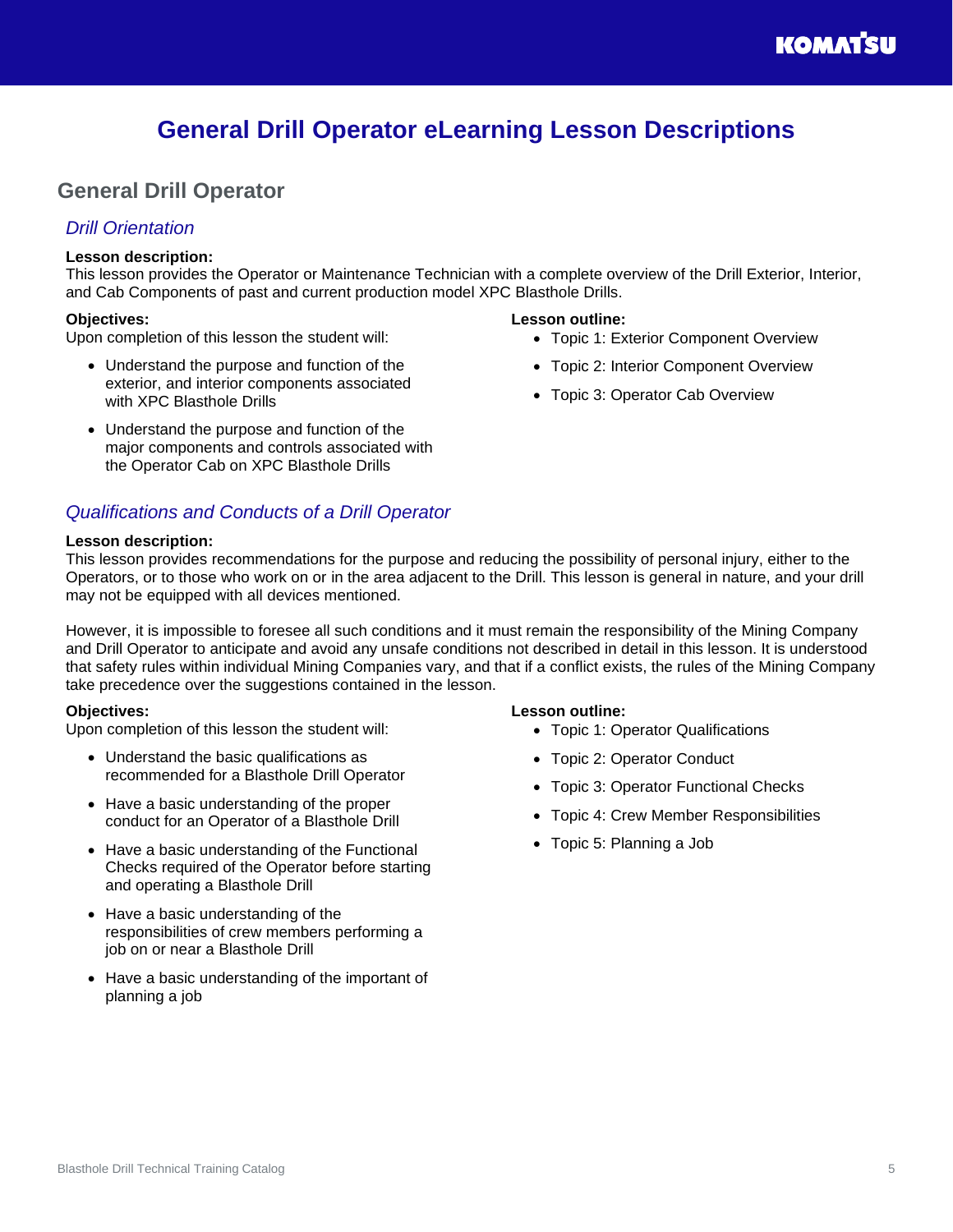# General Drill Operator eLearning Lesson Descriptions

## General Drill Operator

### *Drill Orientation*

**Lesson description:**
This lesson provides the Operator or Maintenance Technician with a complete overview of the Drill Exterior, Interior, and Cab Components of past and current production model XPC Blasthole Drills.

**Objectives:**
Upon completion of this lesson the student will:

- Understand the purpose and function of the exterior, and interior components associated with XPC Blasthole Drills
- Understand the purpose and function of the major components and controls associated with the Operator Cab on XPC Blasthole Drills

**Lesson outline:**

- Topic 1: Exterior Component Overview
- Topic 2: Interior Component Overview
- Topic 3: Operator Cab Overview

### *Qualifications and Conducts of a Drill Operator*

**Lesson description:**
This lesson provides recommendations for the purpose and reducing the possibility of personal injury, either to the Operators, or to those who work on or in the area adjacent to the Drill. This lesson is general in nature, and your drill may not be equipped with all devices mentioned.

However, it is impossible to foresee all such conditions and it must remain the responsibility of the Mining Company and Drill Operator to anticipate and avoid any unsafe conditions not described in detail in this lesson. It is understood that safety rules within individual Mining Companies vary, and that if a conflict exists, the rules of the Mining Company take precedence over the suggestions contained in the lesson.

**Objectives:**
Upon completion of this lesson the student will:

- Understand the basic qualifications as recommended for a Blasthole Drill Operator
- Have a basic understanding of the proper conduct for an Operator of a Blasthole Drill
- Have a basic understanding of the Functional Checks required of the Operator before starting and operating a Blasthole Drill
- Have a basic understanding of the responsibilities of crew members performing a job on or near a Blasthole Drill
- Have a basic understanding of the important of planning a job

**Lesson outline:**

- Topic 1: Operator Qualifications
- Topic 2: Operator Conduct
- Topic 3: Operator Functional Checks
- Topic 4: Crew Member Responsibilities
- Topic 5: Planning a Job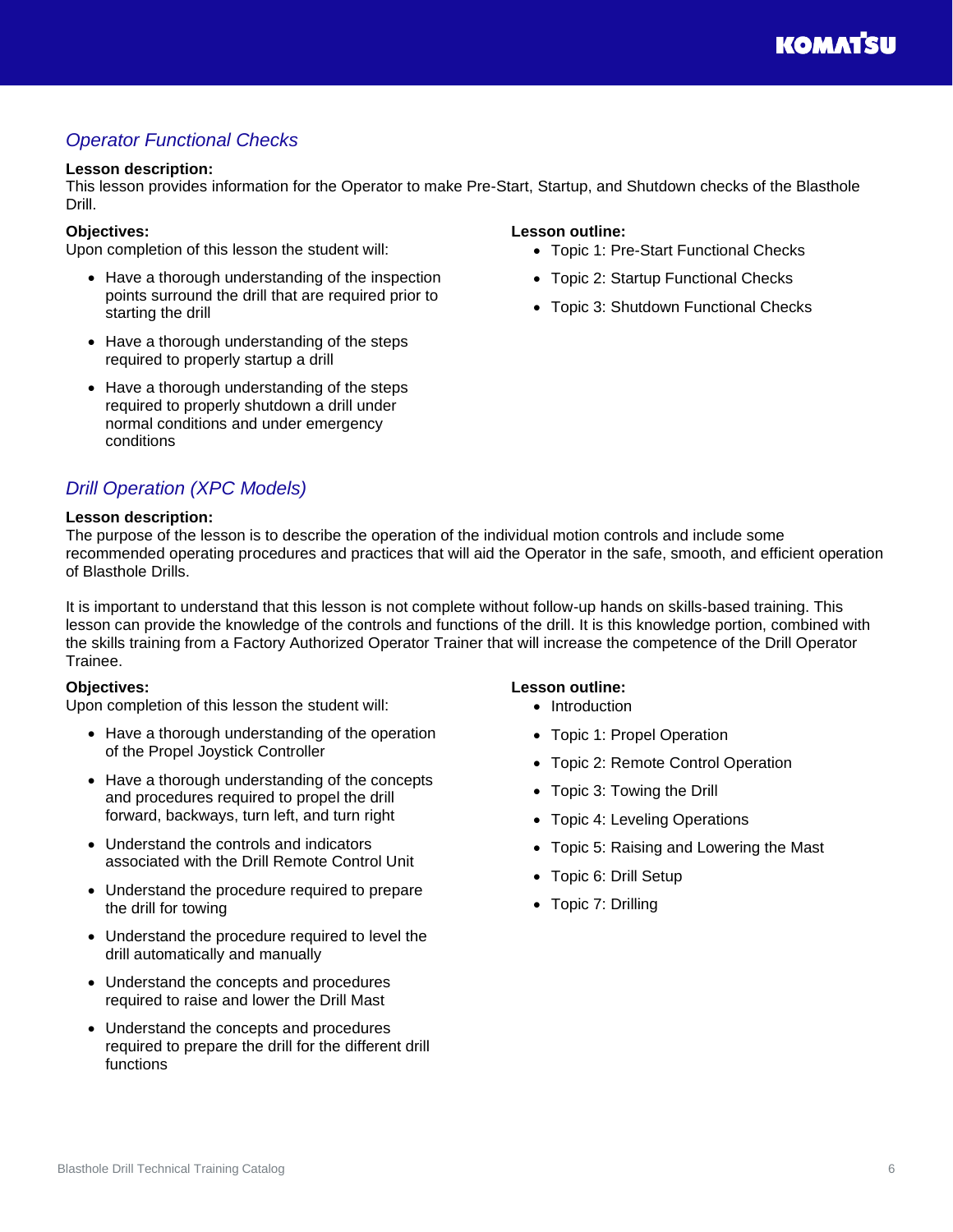## *Operator Functional Checks*

**Lesson description:**
This lesson provides information for the Operator to make Pre-Start, Startup, and Shutdown checks of the Blasthole Drill.

**Objectives:**
Upon completion of this lesson the student will:

- Have a thorough understanding of the inspection points surround the drill that are required prior to starting the drill
- Have a thorough understanding of the steps required to properly startup a drill
- Have a thorough understanding of the steps required to properly shutdown a drill under normal conditions and under emergency conditions

**Lesson outline:**

- Topic 1: Pre-Start Functional Checks
- Topic 2: Startup Functional Checks
- Topic 3: Shutdown Functional Checks

## *Drill Operation (XPC Models)*

**Lesson description:**
The purpose of the lesson is to describe the operation of the individual motion controls and include some recommended operating procedures and practices that will aid the Operator in the safe, smooth, and efficient operation of Blasthole Drills.

It is important to understand that this lesson is not complete without follow-up hands on skills-based training. This lesson can provide the knowledge of the controls and functions of the drill. It is this knowledge portion, combined with the skills training from a Factory Authorized Operator Trainer that will increase the competence of the Drill Operator Trainee.

**Objectives:**
Upon completion of this lesson the student will:

- Have a thorough understanding of the operation of the Propel Joystick Controller
- Have a thorough understanding of the concepts and procedures required to propel the drill forward, backways, turn left, and turn right
- Understand the controls and indicators associated with the Drill Remote Control Unit
- Understand the procedure required to prepare the drill for towing
- Understand the procedure required to level the drill automatically and manually
- Understand the concepts and procedures required to raise and lower the Drill Mast
- Understand the concepts and procedures required to prepare the drill for the different drill functions

**Lesson outline:**

- Introduction
- Topic 1: Propel Operation
- Topic 2: Remote Control Operation
- Topic 3: Towing the Drill
- Topic 4: Leveling Operations
- Topic 5: Raising and Lowering the Mast
- Topic 6: Drill Setup
- Topic 7: Drilling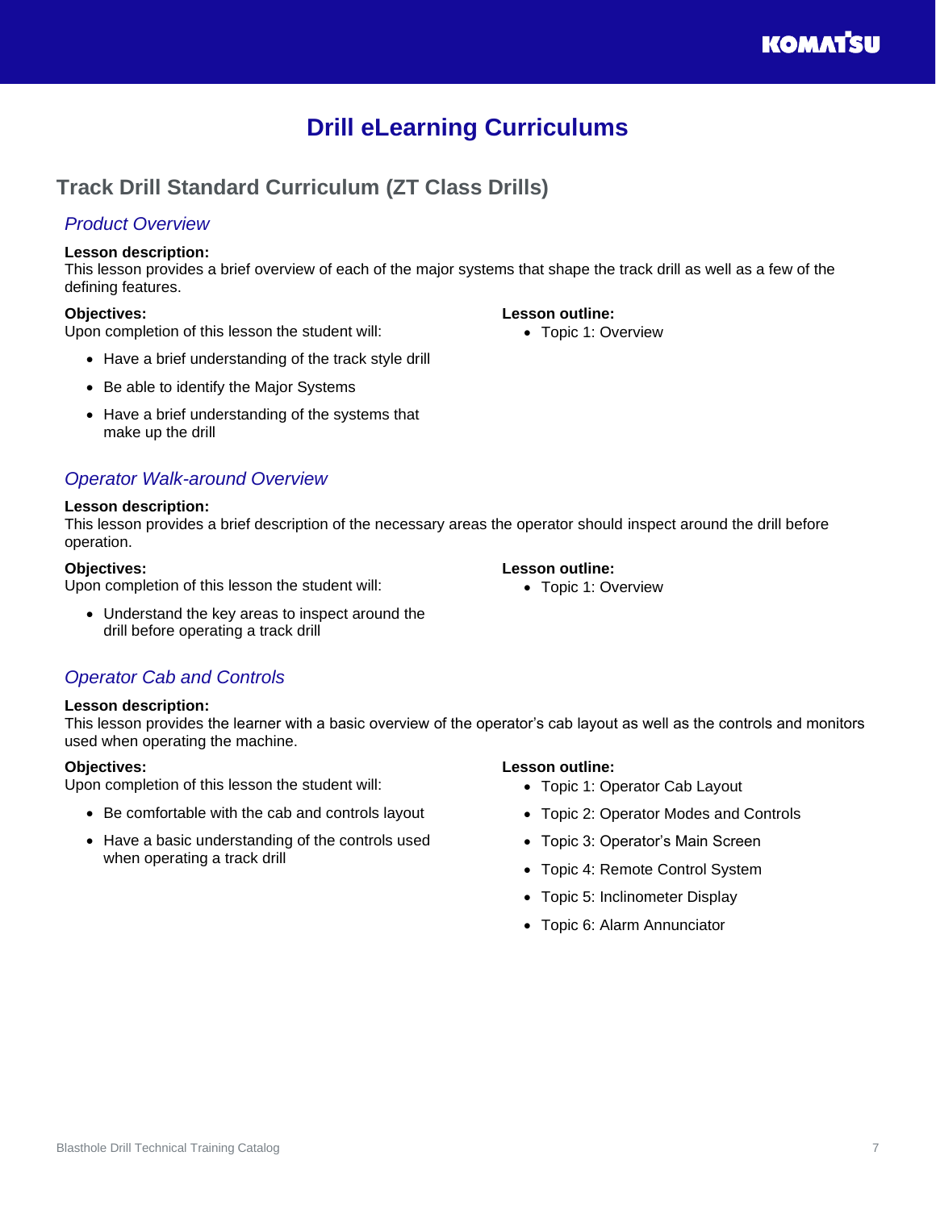# Drill eLearning Curriculums

## Track Drill Standard Curriculum (ZT Class Drills)

### *Product Overview*

**Lesson description:**
This lesson provides a brief overview of each of the major systems that shape the track drill as well as a few of the defining features.

**Objectives:**
Upon completion of this lesson the student will:

- Have a brief understanding of the track style drill
- Be able to identify the Major Systems
- Have a brief understanding of the systems that make up the drill

**Lesson outline:**

- Topic 1: Overview

### *Operator Walk-around Overview*

**Lesson description:**
This lesson provides a brief description of the necessary areas the operator should inspect around the drill before operation.

**Objectives:**
Upon completion of this lesson the student will:

- Understand the key areas to inspect around the drill before operating a track drill

**Lesson outline:**

- Topic 1: Overview

### *Operator Cab and Controls*

**Lesson description:**
This lesson provides the learner with a basic overview of the operator's cab layout as well as the controls and monitors used when operating the machine.

**Objectives:**
Upon completion of this lesson the student will:

- Be comfortable with the cab and controls layout
- Have a basic understanding of the controls used when operating a track drill

**Lesson outline:**

- Topic 1: Operator Cab Layout
- Topic 2: Operator Modes and Controls
- Topic 3: Operator's Main Screen
- Topic 4: Remote Control System
- Topic 5: Inclinometer Display
- Topic 6: Alarm Annunciator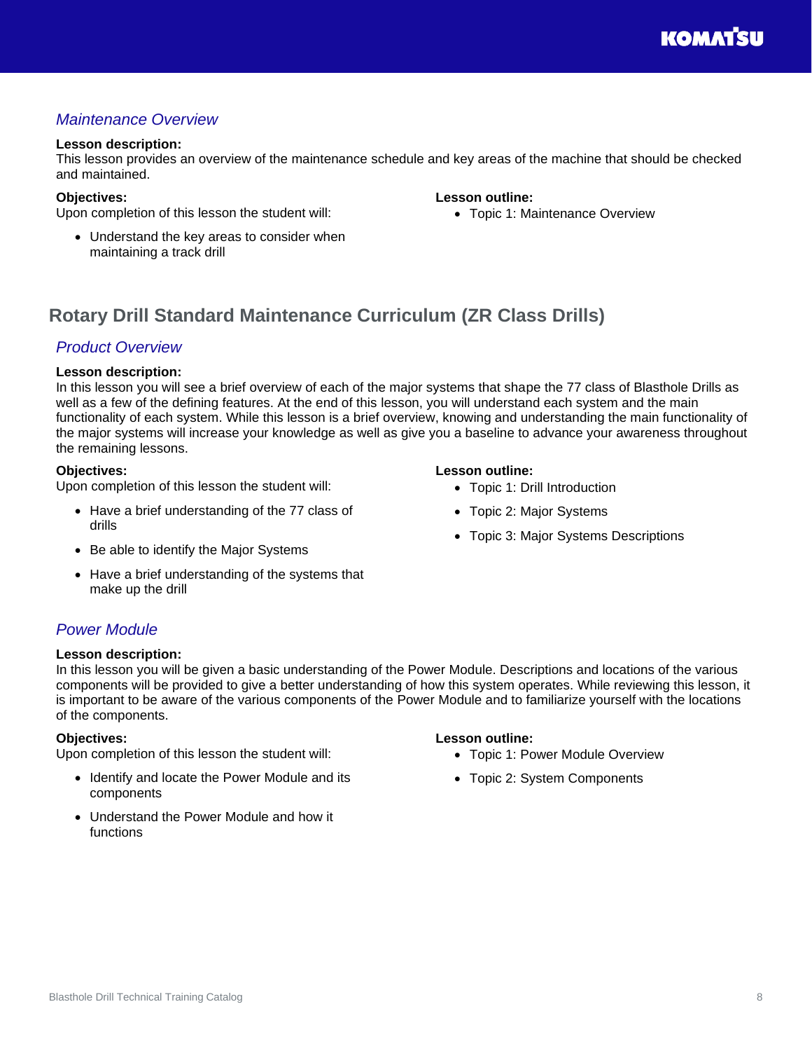### *Maintenance Overview*

**Lesson description:**
This lesson provides an overview of the maintenance schedule and key areas of the machine that should be checked and maintained.

**Objectives:**
Upon completion of this lesson the student will:

- Understand the key areas to consider when maintaining a track drill

**Lesson outline:**

- Topic 1: Maintenance Overview

## Rotary Drill Standard Maintenance Curriculum (ZR Class Drills)

### *Product Overview*

**Lesson description:**
In this lesson you will see a brief overview of each of the major systems that shape the 77 class of Blasthole Drills as well as a few of the defining features. At the end of this lesson, you will understand each system and the main functionality of each system. While this lesson is a brief overview, knowing and understanding the main functionality of the major systems will increase your knowledge as well as give you a baseline to advance your awareness throughout the remaining lessons.

**Objectives:**
Upon completion of this lesson the student will:

- Have a brief understanding of the 77 class of drills
- Be able to identify the Major Systems
- Have a brief understanding of the systems that make up the drill

**Lesson outline:**

- Topic 1: Drill Introduction
- Topic 2: Major Systems
- Topic 3: Major Systems Descriptions

### *Power Module*

**Lesson description:**
In this lesson you will be given a basic understanding of the Power Module. Descriptions and locations of the various components will be provided to give a better understanding of how this system operates. While reviewing this lesson, it is important to be aware of the various components of the Power Module and to familiarize yourself with the locations of the components.

**Objectives:**
Upon completion of this lesson the student will:

- Identify and locate the Power Module and its components
- Understand the Power Module and how it functions

**Lesson outline:**

- Topic 1: Power Module Overview
- Topic 2: System Components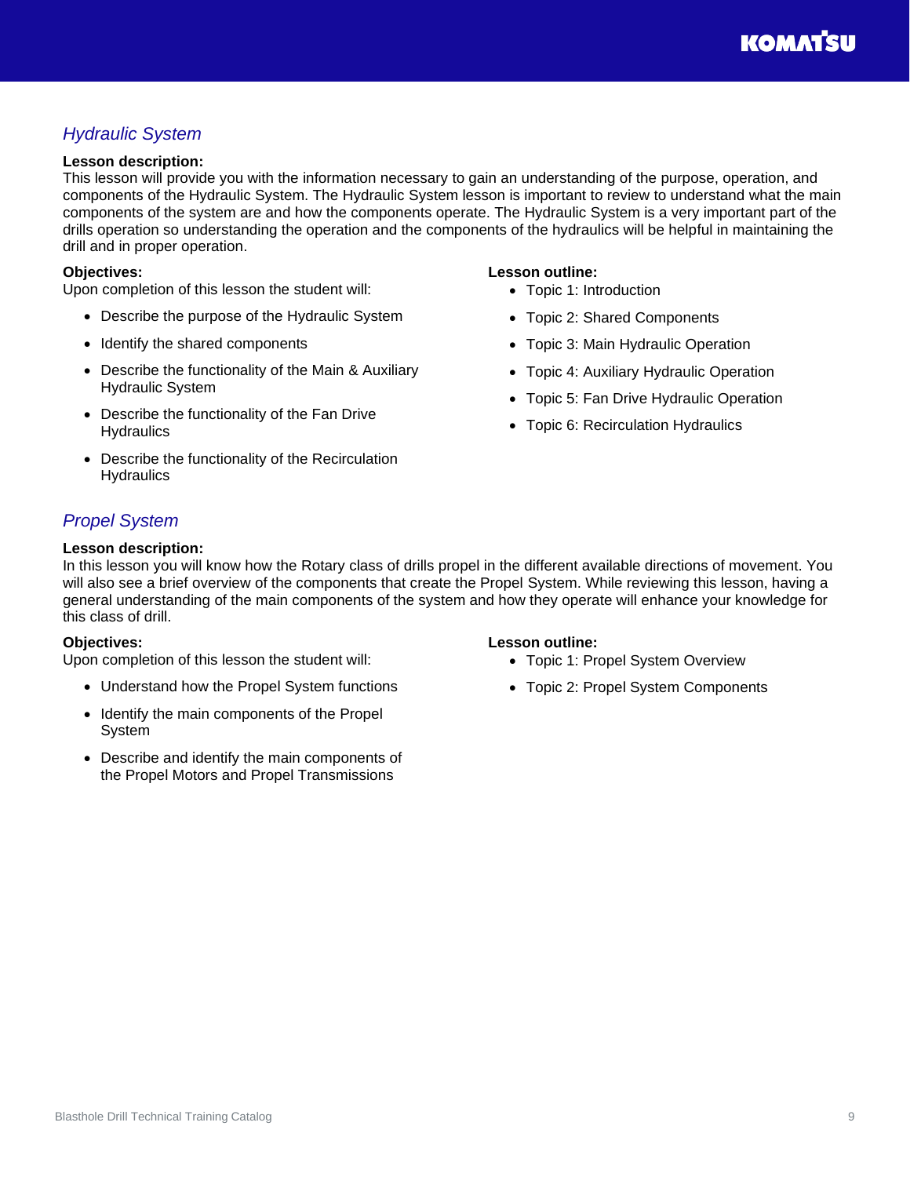## *Hydraulic System*

**Lesson description:**
This lesson will provide you with the information necessary to gain an understanding of the purpose, operation, and components of the Hydraulic System. The Hydraulic System lesson is important to review to understand what the main components of the system are and how the components operate. The Hydraulic System is a very important part of the drills operation so understanding the operation and the components of the hydraulics will be helpful in maintaining the drill and in proper operation.

**Objectives:**
Upon completion of this lesson the student will:

- Describe the purpose of the Hydraulic System
- Identify the shared components
- Describe the functionality of the Main & Auxiliary Hydraulic System
- Describe the functionality of the Fan Drive Hydraulics
- Describe the functionality of the Recirculation Hydraulics

**Lesson outline:**

- Topic 1: Introduction
- Topic 2: Shared Components
- Topic 3: Main Hydraulic Operation
- Topic 4: Auxiliary Hydraulic Operation
- Topic 5: Fan Drive Hydraulic Operation
- Topic 6: Recirculation Hydraulics

## *Propel System*

**Lesson description:**
In this lesson you will know how the Rotary class of drills propel in the different available directions of movement. You will also see a brief overview of the components that create the Propel System. While reviewing this lesson, having a general understanding of the main components of the system and how they operate will enhance your knowledge for this class of drill.

**Objectives:**
Upon completion of this lesson the student will:

- Understand how the Propel System functions
- Identify the main components of the Propel System
- Describe and identify the main components of the Propel Motors and Propel Transmissions

**Lesson outline:**

- Topic 1: Propel System Overview
- Topic 2: Propel System Components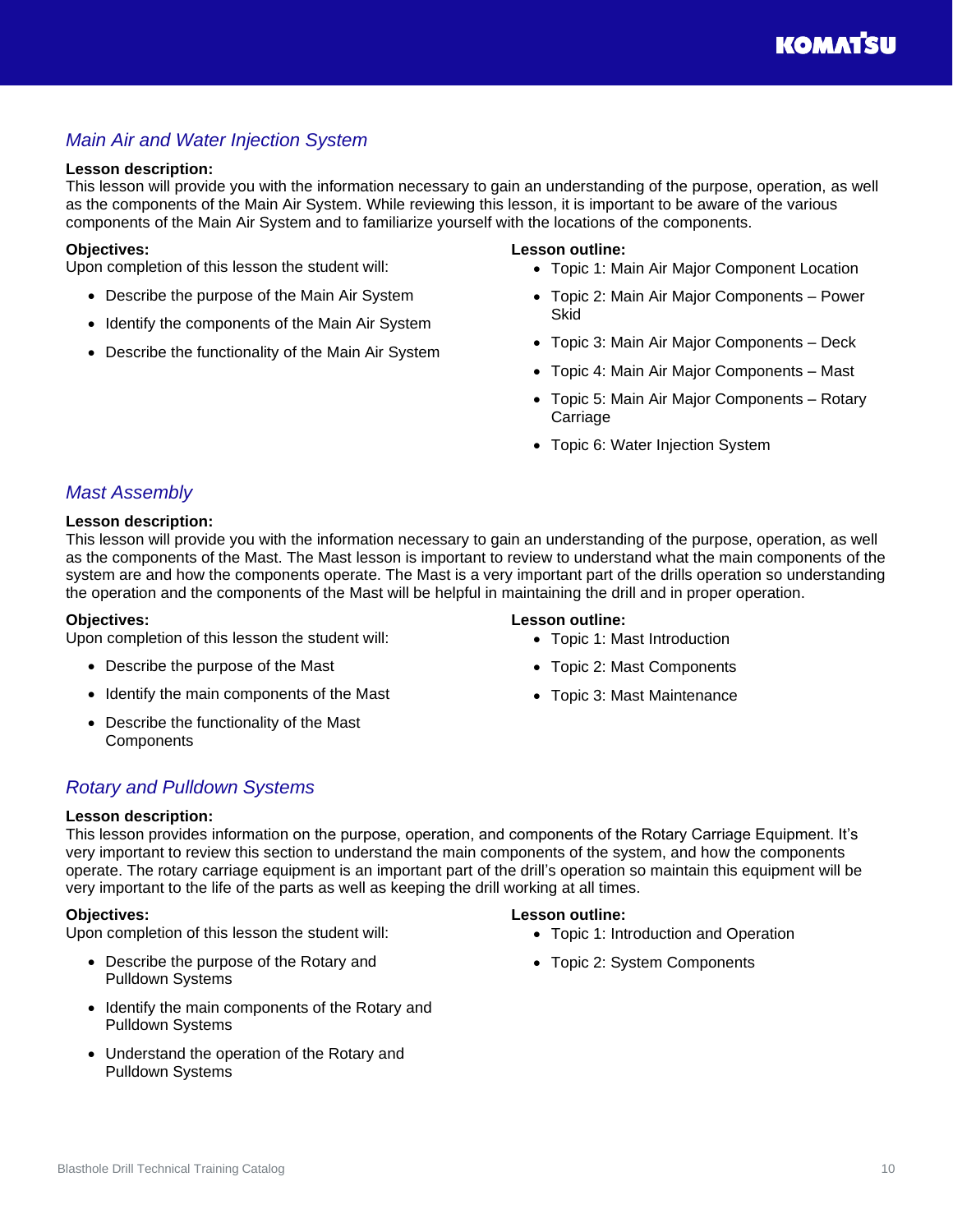## *Main Air and Water Injection System*

**Lesson description:**
This lesson will provide you with the information necessary to gain an understanding of the purpose, operation, as well as the components of the Main Air System. While reviewing this lesson, it is important to be aware of the various components of the Main Air System and to familiarize yourself with the locations of the components.

**Objectives:**
Upon completion of this lesson the student will:

- Describe the purpose of the Main Air System
- Identify the components of the Main Air System
- Describe the functionality of the Main Air System

**Lesson outline:**

- Topic 1: Main Air Major Component Location
- Topic 2: Main Air Major Components – Power Skid
- Topic 3: Main Air Major Components – Deck
- Topic 4: Main Air Major Components – Mast
- Topic 5: Main Air Major Components – Rotary Carriage
- Topic 6: Water Injection System

## *Mast Assembly*

**Lesson description:**
This lesson will provide you with the information necessary to gain an understanding of the purpose, operation, as well as the components of the Mast. The Mast lesson is important to review to understand what the main components of the system are and how the components operate. The Mast is a very important part of the drills operation so understanding the operation and the components of the Mast will be helpful in maintaining the drill and in proper operation.

**Objectives:**
Upon completion of this lesson the student will:

- Describe the purpose of the Mast
- Identify the main components of the Mast
- Describe the functionality of the Mast Components

**Lesson outline:**

- Topic 1: Mast Introduction
- Topic 2: Mast Components
- Topic 3: Mast Maintenance

## *Rotary and Pulldown Systems*

**Lesson description:**
This lesson provides information on the purpose, operation, and components of the Rotary Carriage Equipment. It's very important to review this section to understand the main components of the system, and how the components operate. The rotary carriage equipment is an important part of the drill's operation so maintain this equipment will be very important to the life of the parts as well as keeping the drill working at all times.

**Objectives:**
Upon completion of this lesson the student will:

- Describe the purpose of the Rotary and Pulldown Systems
- Identify the main components of the Rotary and Pulldown Systems
- Understand the operation of the Rotary and Pulldown Systems

**Lesson outline:**

- Topic 1: Introduction and Operation
- Topic 2: System Components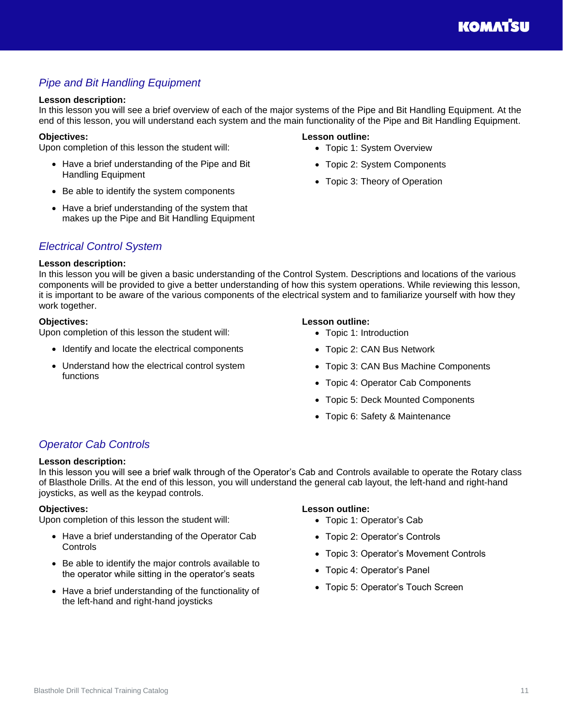## *Pipe and Bit Handling Equipment*

**Lesson description:**
In this lesson you will see a brief overview of each of the major systems of the Pipe and Bit Handling Equipment. At the end of this lesson, you will understand each system and the main functionality of the Pipe and Bit Handling Equipment.

**Objectives:**
Upon completion of this lesson the student will:

- Have a brief understanding of the Pipe and Bit Handling Equipment
- Be able to identify the system components
- Have a brief understanding of the system that makes up the Pipe and Bit Handling Equipment

**Lesson outline:**

- Topic 1: System Overview
- Topic 2: System Components
- Topic 3: Theory of Operation

## *Electrical Control System*

**Lesson description:**
In this lesson you will be given a basic understanding of the Control System. Descriptions and locations of the various components will be provided to give a better understanding of how this system operations. While reviewing this lesson, it is important to be aware of the various components of the electrical system and to familiarize yourself with how they work together.

**Objectives:**
Upon completion of this lesson the student will:

- Identify and locate the electrical components
- Understand how the electrical control system functions

**Lesson outline:**

- Topic 1: Introduction
- Topic 2: CAN Bus Network
- Topic 3: CAN Bus Machine Components
- Topic 4: Operator Cab Components
- Topic 5: Deck Mounted Components
- Topic 6: Safety & Maintenance

## *Operator Cab Controls*

**Lesson description:**
In this lesson you will see a brief walk through of the Operator's Cab and Controls available to operate the Rotary class of Blasthole Drills. At the end of this lesson, you will understand the general cab layout, the left-hand and right-hand joysticks, as well as the keypad controls.

**Objectives:**
Upon completion of this lesson the student will:

- Have a brief understanding of the Operator Cab Controls
- Be able to identify the major controls available to the operator while sitting in the operator's seats
- Have a brief understanding of the functionality of the left-hand and right-hand joysticks

**Lesson outline:**

- Topic 1: Operator's Cab
- Topic 2: Operator's Controls
- Topic 3: Operator's Movement Controls
- Topic 4: Operator's Panel
- Topic 5: Operator's Touch Screen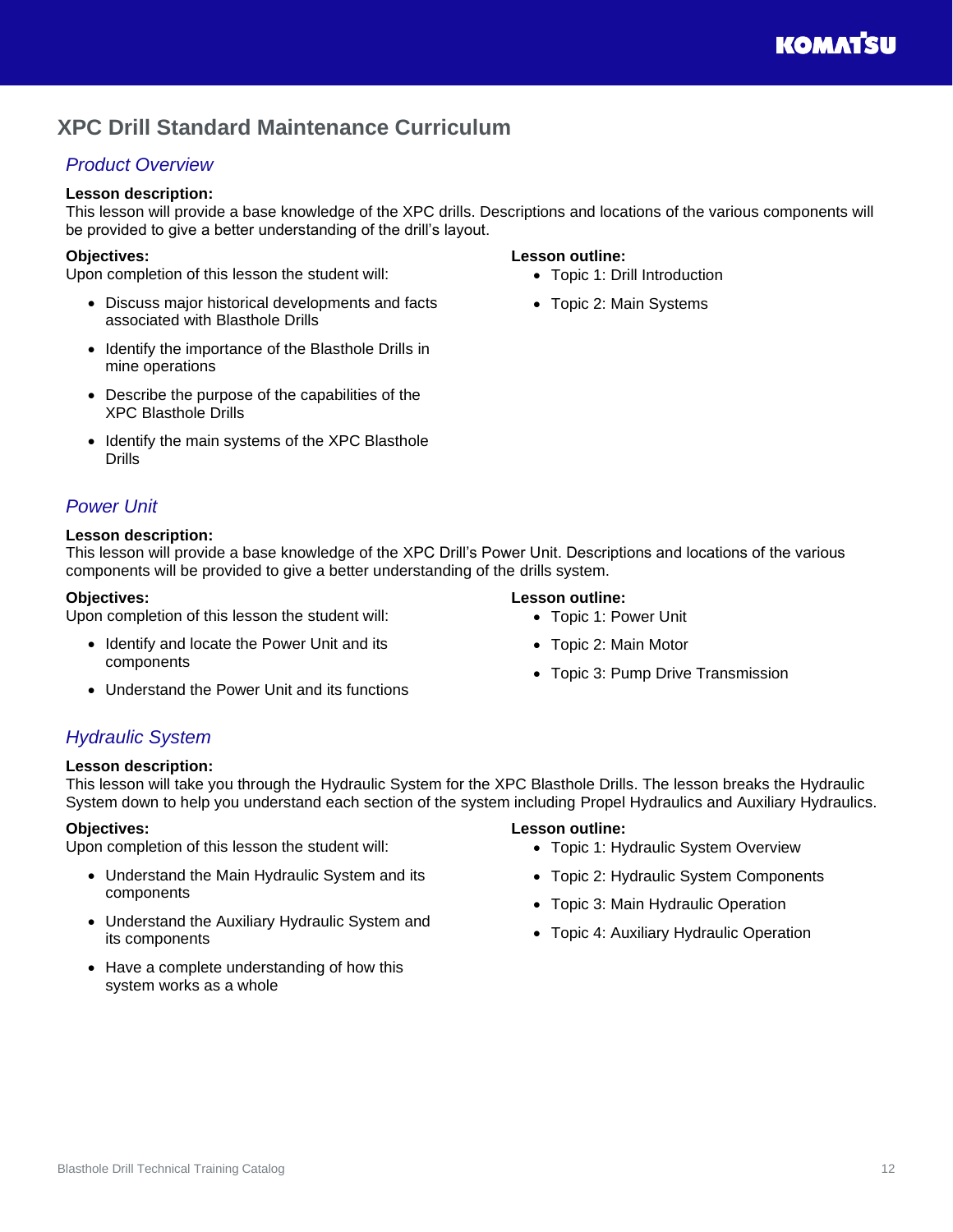# XPC Drill Standard Maintenance Curriculum

## *Product Overview*

**Lesson description:**
This lesson will provide a base knowledge of the XPC drills. Descriptions and locations of the various components will be provided to give a better understanding of the drill's layout.

**Objectives:**
Upon completion of this lesson the student will:

- Discuss major historical developments and facts associated with Blasthole Drills
- Identify the importance of the Blasthole Drills in mine operations
- Describe the purpose of the capabilities of the XPC Blasthole Drills
- Identify the main systems of the XPC Blasthole Drills

**Lesson outline:**

- Topic 1: Drill Introduction
- Topic 2: Main Systems

## *Power Unit*

**Lesson description:**
This lesson will provide a base knowledge of the XPC Drill's Power Unit. Descriptions and locations of the various components will be provided to give a better understanding of the drills system.

**Objectives:**
Upon completion of this lesson the student will:

- Identify and locate the Power Unit and its components
- Understand the Power Unit and its functions

**Lesson outline:**

- Topic 1: Power Unit
- Topic 2: Main Motor
- Topic 3: Pump Drive Transmission

## *Hydraulic System*

**Lesson description:**
This lesson will take you through the Hydraulic System for the XPC Blasthole Drills. The lesson breaks the Hydraulic System down to help you understand each section of the system including Propel Hydraulics and Auxiliary Hydraulics.

**Objectives:**
Upon completion of this lesson the student will:

- Understand the Main Hydraulic System and its components
- Understand the Auxiliary Hydraulic System and its components
- Have a complete understanding of how this system works as a whole

**Lesson outline:**

- Topic 1: Hydraulic System Overview
- Topic 2: Hydraulic System Components
- Topic 3: Main Hydraulic Operation
- Topic 4: Auxiliary Hydraulic Operation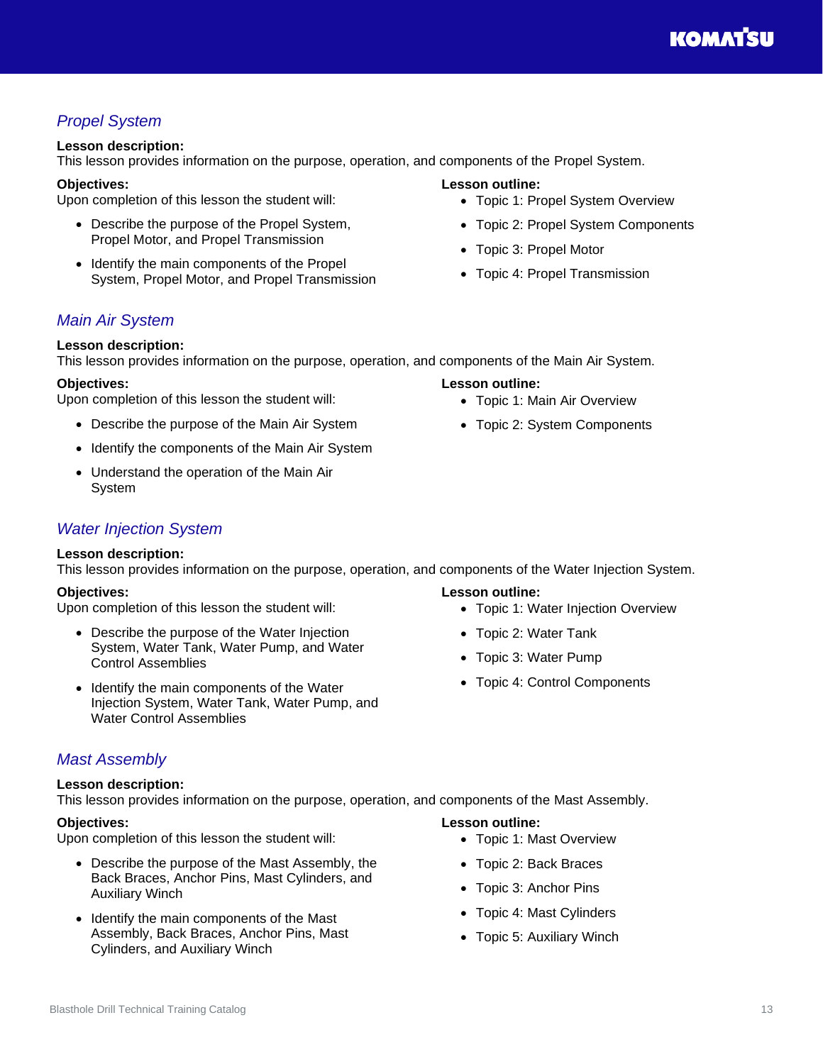## *Propel System*

**Lesson description:**
This lesson provides information on the purpose, operation, and components of the Propel System.

**Objectives:**
Upon completion of this lesson the student will:

- Describe the purpose of the Propel System, Propel Motor, and Propel Transmission
- Identify the main components of the Propel System, Propel Motor, and Propel Transmission

**Lesson outline:**

- Topic 1: Propel System Overview
- Topic 2: Propel System Components
- Topic 3: Propel Motor
- Topic 4: Propel Transmission

## *Main Air System*

**Lesson description:**
This lesson provides information on the purpose, operation, and components of the Main Air System.

**Objectives:**
Upon completion of this lesson the student will:

- Describe the purpose of the Main Air System
- Identify the components of the Main Air System
- Understand the operation of the Main Air System

**Lesson outline:**

- Topic 1: Main Air Overview
- Topic 2: System Components

## *Water Injection System*

**Lesson description:**
This lesson provides information on the purpose, operation, and components of the Water Injection System.

**Objectives:**
Upon completion of this lesson the student will:

- Describe the purpose of the Water Injection System, Water Tank, Water Pump, and Water Control Assemblies
- Identify the main components of the Water Injection System, Water Tank, Water Pump, and Water Control Assemblies

**Lesson outline:**

- Topic 1: Water Injection Overview
- Topic 2: Water Tank
- Topic 3: Water Pump
- Topic 4: Control Components

## *Mast Assembly*

**Lesson description:**
This lesson provides information on the purpose, operation, and components of the Mast Assembly.

**Objectives:**
Upon completion of this lesson the student will:

- Describe the purpose of the Mast Assembly, the Back Braces, Anchor Pins, Mast Cylinders, and Auxiliary Winch
- Identify the main components of the Mast Assembly, Back Braces, Anchor Pins, Mast Cylinders, and Auxiliary Winch

**Lesson outline:**

- Topic 1: Mast Overview
- Topic 2: Back Braces
- Topic 3: Anchor Pins
- Topic 4: Mast Cylinders
- Topic 5: Auxiliary Winch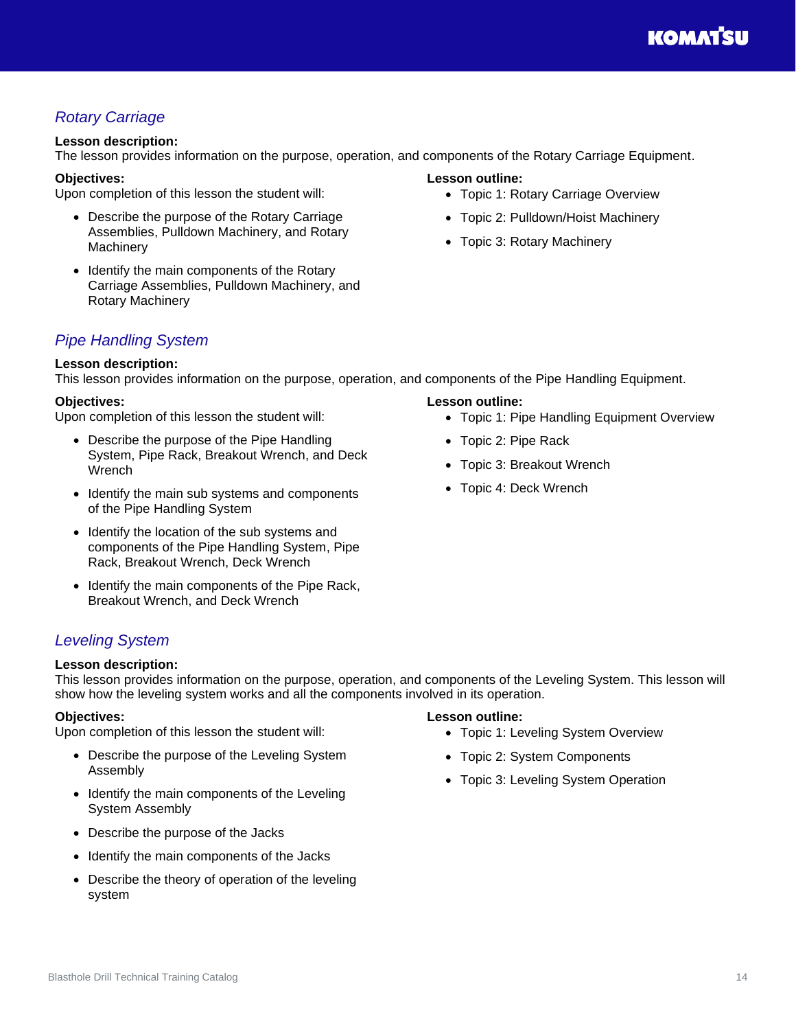## *Rotary Carriage*

**Lesson description:**
The lesson provides information on the purpose, operation, and components of the Rotary Carriage Equipment.

**Objectives:**
Upon completion of this lesson the student will:

- Describe the purpose of the Rotary Carriage Assemblies, Pulldown Machinery, and Rotary Machinery
- Identify the main components of the Rotary Carriage Assemblies, Pulldown Machinery, and Rotary Machinery

**Lesson outline:**

- Topic 1: Rotary Carriage Overview
- Topic 2: Pulldown/Hoist Machinery
- Topic 3: Rotary Machinery

## *Pipe Handling System*

**Lesson description:**
This lesson provides information on the purpose, operation, and components of the Pipe Handling Equipment.

**Objectives:**
Upon completion of this lesson the student will:

- Describe the purpose of the Pipe Handling System, Pipe Rack, Breakout Wrench, and Deck Wrench
- Identify the main sub systems and components of the Pipe Handling System
- Identify the location of the sub systems and components of the Pipe Handling System, Pipe Rack, Breakout Wrench, Deck Wrench
- Identify the main components of the Pipe Rack, Breakout Wrench, and Deck Wrench

**Lesson outline:**

- Topic 1: Pipe Handling Equipment Overview
- Topic 2: Pipe Rack
- Topic 3: Breakout Wrench
- Topic 4: Deck Wrench

## *Leveling System*

**Lesson description:**
This lesson provides information on the purpose, operation, and components of the Leveling System. This lesson will show how the leveling system works and all the components involved in its operation.

**Objectives:**
Upon completion of this lesson the student will:

- Describe the purpose of the Leveling System Assembly
- Identify the main components of the Leveling System Assembly
- Describe the purpose of the Jacks
- Identify the main components of the Jacks
- Describe the theory of operation of the leveling system

**Lesson outline:**

- Topic 1: Leveling System Overview
- Topic 2: System Components
- Topic 3: Leveling System Operation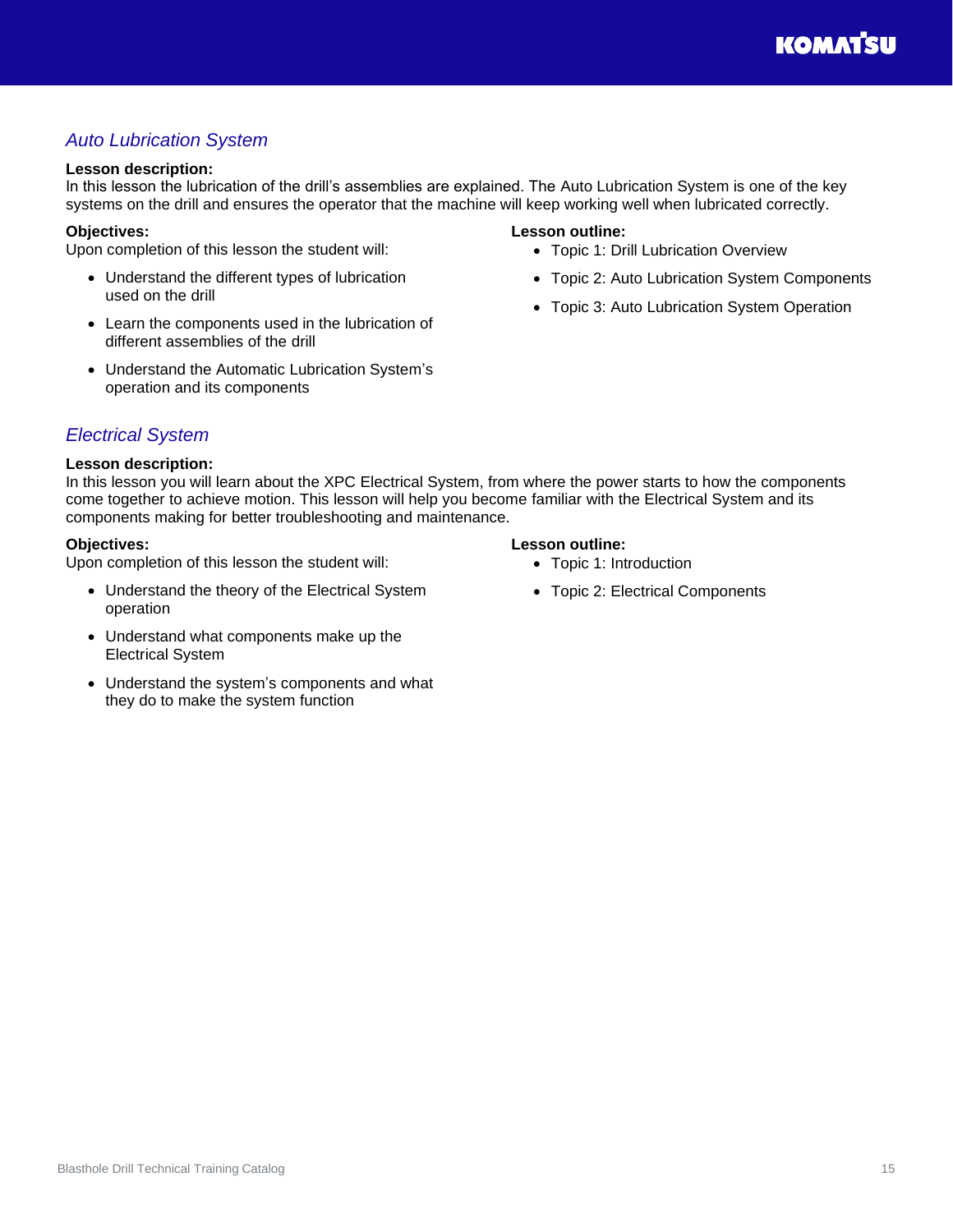## *Auto Lubrication System*

**Lesson description:**
In this lesson the lubrication of the drill's assemblies are explained. The Auto Lubrication System is one of the key systems on the drill and ensures the operator that the machine will keep working well when lubricated correctly.

**Objectives:**
Upon completion of this lesson the student will:

- Understand the different types of lubrication used on the drill
- Learn the components used in the lubrication of different assemblies of the drill
- Understand the Automatic Lubrication System's operation and its components

**Lesson outline:**

- Topic 1: Drill Lubrication Overview
- Topic 2: Auto Lubrication System Components
- Topic 3: Auto Lubrication System Operation

## *Electrical System*

**Lesson description:**
In this lesson you will learn about the XPC Electrical System, from where the power starts to how the components come together to achieve motion. This lesson will help you become familiar with the Electrical System and its components making for better troubleshooting and maintenance.

**Objectives:**
Upon completion of this lesson the student will:

- Understand the theory of the Electrical System operation
- Understand what components make up the Electrical System
- Understand the system's components and what they do to make the system function

**Lesson outline:**

- Topic 1: Introduction
- Topic 2: Electrical Components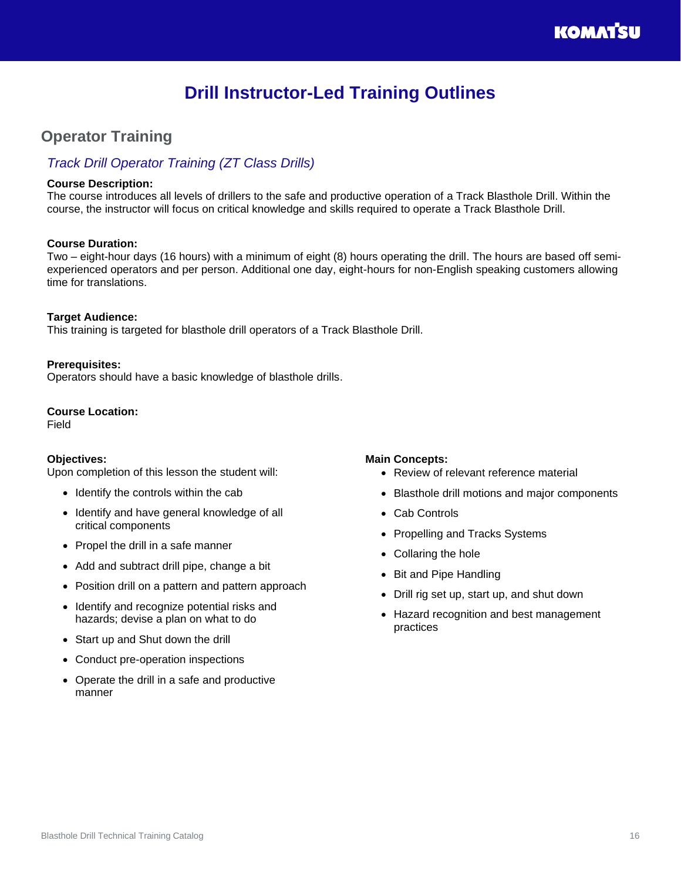# Drill Instructor-Led Training Outlines

## Operator Training

### *Track Drill Operator Training (ZT Class Drills)*

**Course Description:**
The course introduces all levels of drillers to the safe and productive operation of a Track Blasthole Drill. Within the course, the instructor will focus on critical knowledge and skills required to operate a Track Blasthole Drill.

**Course Duration:**
Two – eight-hour days (16 hours) with a minimum of eight (8) hours operating the drill. The hours are based off semi-experienced operators and per person. Additional one day, eight-hours for non-English speaking customers allowing time for translations.

**Target Audience:**
This training is targeted for blasthole drill operators of a Track Blasthole Drill.

**Prerequisites:**
Operators should have a basic knowledge of blasthole drills.

**Course Location:**
Field

**Objectives:**
Upon completion of this lesson the student will:

- Identify the controls within the cab
- Identify and have general knowledge of all critical components
- Propel the drill in a safe manner
- Add and subtract drill pipe, change a bit
- Position drill on a pattern and pattern approach
- Identify and recognize potential risks and hazards; devise a plan on what to do
- Start up and Shut down the drill
- Conduct pre-operation inspections
- Operate the drill in a safe and productive manner

**Main Concepts:**

- Review of relevant reference material
- Blasthole drill motions and major components
- Cab Controls
- Propelling and Tracks Systems
- Collaring the hole
- Bit and Pipe Handling
- Drill rig set up, start up, and shut down
- Hazard recognition and best management practices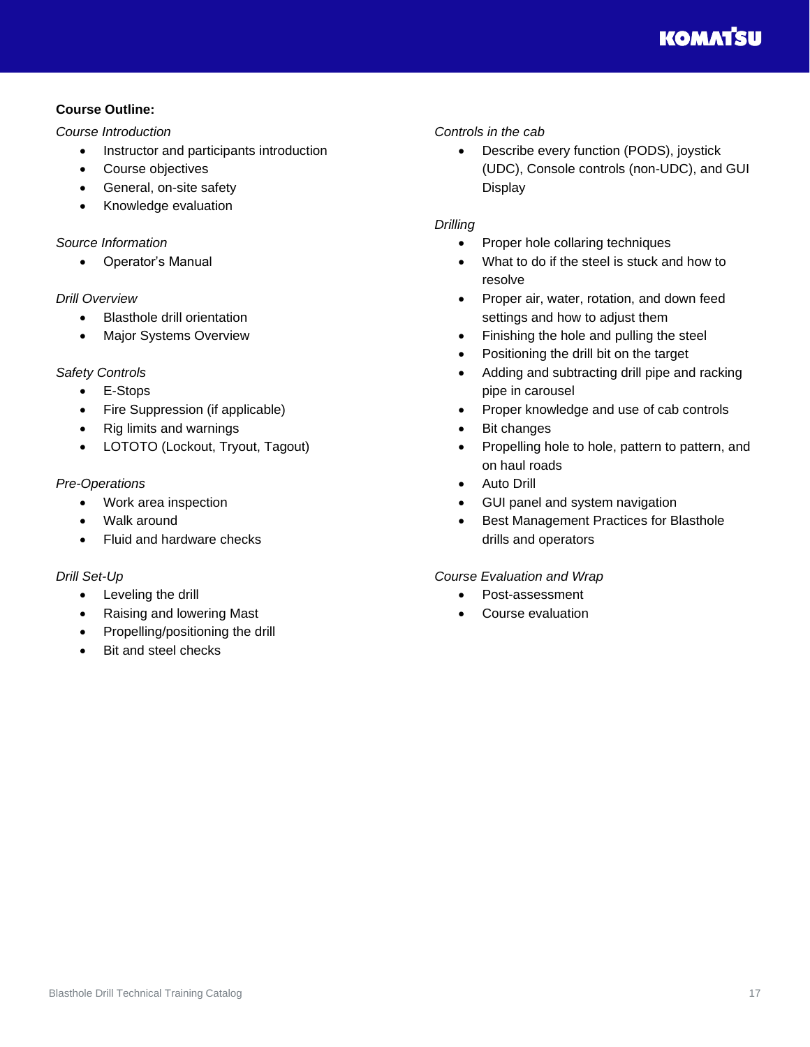**Course Outline:**

*Course Introduction*

- Instructor and participants introduction
- Course objectives
- General, on-site safety
- Knowledge evaluation

*Source Information*

- Operator's Manual

*Drill Overview*

- Blasthole drill orientation
- Major Systems Overview

*Safety Controls*

- E-Stops
- Fire Suppression (if applicable)
- Rig limits and warnings
- LOTOTO (Lockout, Tryout, Tagout)

*Pre-Operations*

- Work area inspection
- Walk around
- Fluid and hardware checks

*Drill Set-Up*

- Leveling the drill
- Raising and lowering Mast
- Propelling/positioning the drill
- Bit and steel checks

*Controls in the cab*

- Describe every function (PODS), joystick (UDC), Console controls (non-UDC), and GUI Display

*Drilling*

- Proper hole collaring techniques
- What to do if the steel is stuck and how to resolve
- Proper air, water, rotation, and down feed settings and how to adjust them
- Finishing the hole and pulling the steel
- Positioning the drill bit on the target
- Adding and subtracting drill pipe and racking pipe in carousel
- Proper knowledge and use of cab controls
- Bit changes
- Propelling hole to hole, pattern to pattern, and on haul roads
- Auto Drill
- GUI panel and system navigation
- Best Management Practices for Blasthole drills and operators

*Course Evaluation and Wrap*

- Post-assessment
- Course evaluation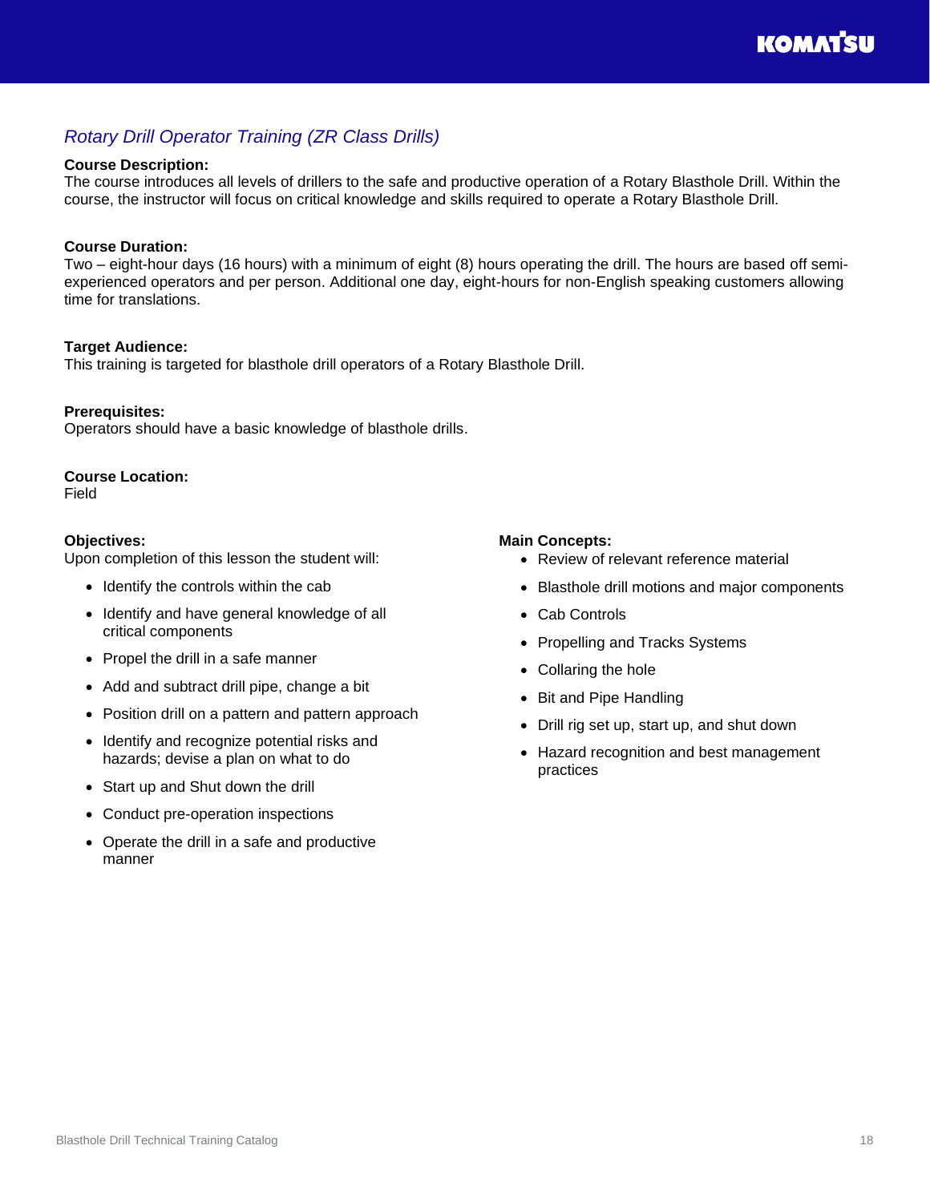## *Rotary Drill Operator Training (ZR Class Drills)*

**Course Description:**
The course introduces all levels of drillers to the safe and productive operation of a Rotary Blasthole Drill. Within the course, the instructor will focus on critical knowledge and skills required to operate a Rotary Blasthole Drill.

**Course Duration:**
Two – eight-hour days (16 hours) with a minimum of eight (8) hours operating the drill. The hours are based off semi-experienced operators and per person. Additional one day, eight-hours for non-English speaking customers allowing time for translations.

**Target Audience:**
This training is targeted for blasthole drill operators of a Rotary Blasthole Drill.

**Prerequisites:**
Operators should have a basic knowledge of blasthole drills.

**Course Location:**
Field

**Objectives:**
Upon completion of this lesson the student will:

- Identify the controls within the cab
- Identify and have general knowledge of all critical components
- Propel the drill in a safe manner
- Add and subtract drill pipe, change a bit
- Position drill on a pattern and pattern approach
- Identify and recognize potential risks and hazards; devise a plan on what to do
- Start up and Shut down the drill
- Conduct pre-operation inspections
- Operate the drill in a safe and productive manner

**Main Concepts:**

- Review of relevant reference material
- Blasthole drill motions and major components
- Cab Controls
- Propelling and Tracks Systems
- Collaring the hole
- Bit and Pipe Handling
- Drill rig set up, start up, and shut down
- Hazard recognition and best management practices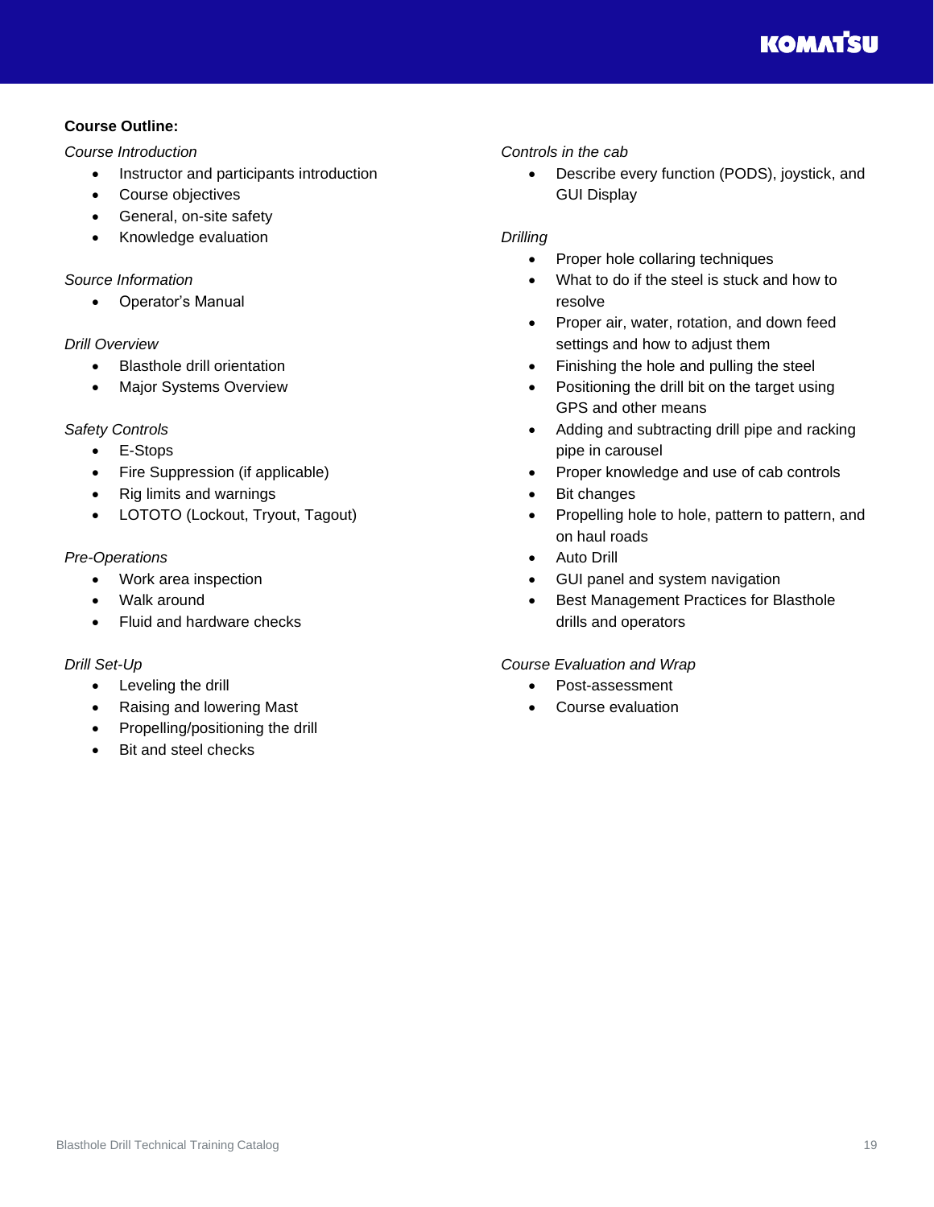**Course Outline:**

*Course Introduction*

- Instructor and participants introduction
- Course objectives
- General, on-site safety
- Knowledge evaluation

*Source Information*

- Operator's Manual

*Drill Overview*

- Blasthole drill orientation
- Major Systems Overview

*Safety Controls*

- E-Stops
- Fire Suppression (if applicable)
- Rig limits and warnings
- LOTOTO (Lockout, Tryout, Tagout)

*Pre-Operations*

- Work area inspection
- Walk around
- Fluid and hardware checks

*Drill Set-Up*

- Leveling the drill
- Raising and lowering Mast
- Propelling/positioning the drill
- Bit and steel checks

*Controls in the cab*

- Describe every function (PODS), joystick, and GUI Display

*Drilling*

- Proper hole collaring techniques
- What to do if the steel is stuck and how to resolve
- Proper air, water, rotation, and down feed settings and how to adjust them
- Finishing the hole and pulling the steel
- Positioning the drill bit on the target using GPS and other means
- Adding and subtracting drill pipe and racking pipe in carousel
- Proper knowledge and use of cab controls
- Bit changes
- Propelling hole to hole, pattern to pattern, and on haul roads
- Auto Drill
- GUI panel and system navigation
- Best Management Practices for Blasthole drills and operators

*Course Evaluation and Wrap*

- Post-assessment
- Course evaluation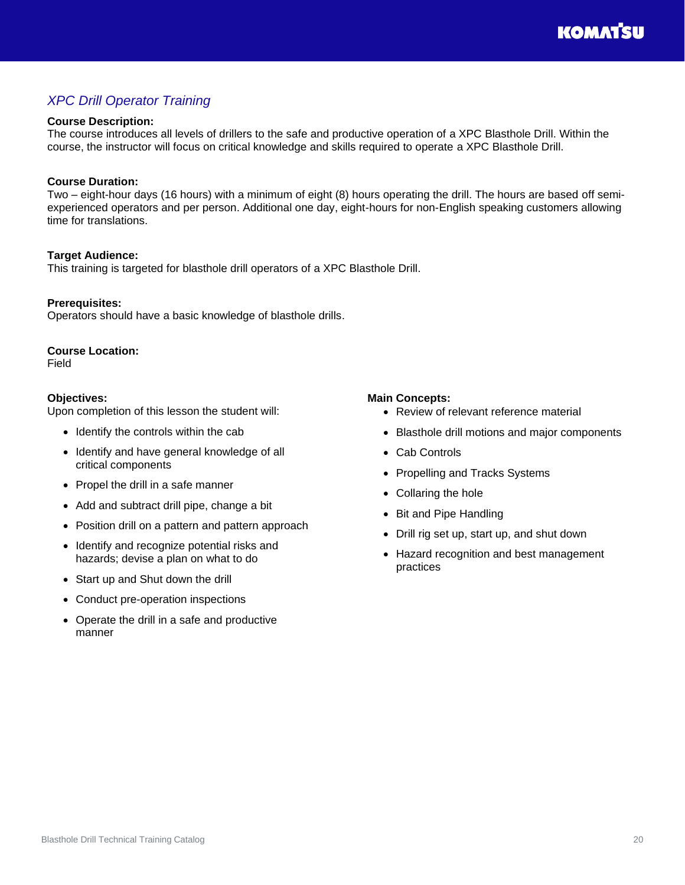## *XPC Drill Operator Training*

**Course Description:**
The course introduces all levels of drillers to the safe and productive operation of a XPC Blasthole Drill. Within the course, the instructor will focus on critical knowledge and skills required to operate a XPC Blasthole Drill.

**Course Duration:**
Two – eight-hour days (16 hours) with a minimum of eight (8) hours operating the drill. The hours are based off semi-experienced operators and per person. Additional one day, eight-hours for non-English speaking customers allowing time for translations.

**Target Audience:**
This training is targeted for blasthole drill operators of a XPC Blasthole Drill.

**Prerequisites:**
Operators should have a basic knowledge of blasthole drills.

**Course Location:**
Field

**Objectives:**
Upon completion of this lesson the student will:

- Identify the controls within the cab
- Identify and have general knowledge of all critical components
- Propel the drill in a safe manner
- Add and subtract drill pipe, change a bit
- Position drill on a pattern and pattern approach
- Identify and recognize potential risks and hazards; devise a plan on what to do
- Start up and Shut down the drill
- Conduct pre-operation inspections
- Operate the drill in a safe and productive manner

**Main Concepts:**

- Review of relevant reference material
- Blasthole drill motions and major components
- Cab Controls
- Propelling and Tracks Systems
- Collaring the hole
- Bit and Pipe Handling
- Drill rig set up, start up, and shut down
- Hazard recognition and best management practices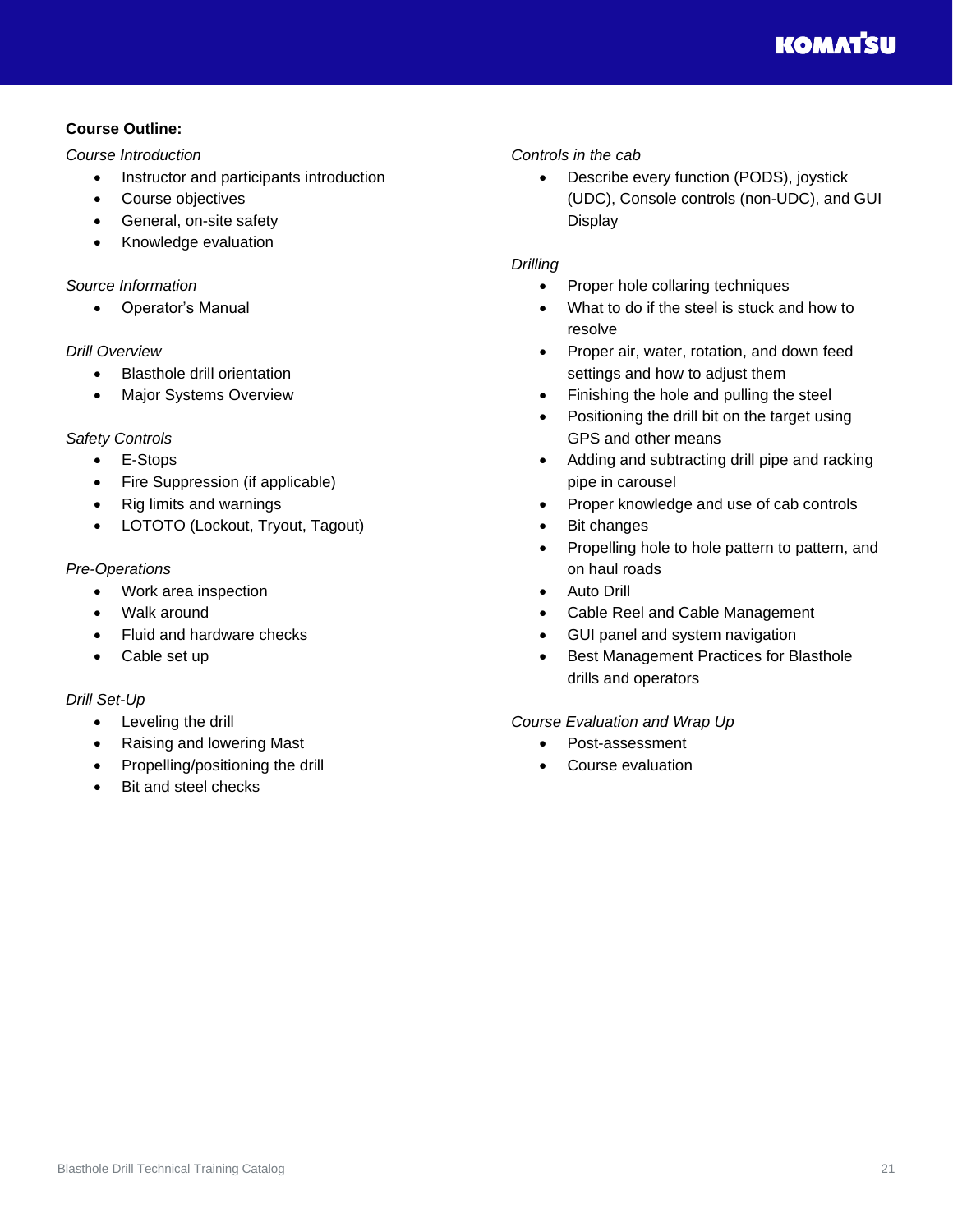**Course Outline:**

*Course Introduction*

- Instructor and participants introduction
- Course objectives
- General, on-site safety
- Knowledge evaluation

*Source Information*

- Operator's Manual

*Drill Overview*

- Blasthole drill orientation
- Major Systems Overview

*Safety Controls*

- E-Stops
- Fire Suppression (if applicable)
- Rig limits and warnings
- LOTOTO (Lockout, Tryout, Tagout)

*Pre-Operations*

- Work area inspection
- Walk around
- Fluid and hardware checks
- Cable set up

*Drill Set-Up*

- Leveling the drill
- Raising and lowering Mast
- Propelling/positioning the drill
- Bit and steel checks

*Controls in the cab*

- Describe every function (PODS), joystick (UDC), Console controls (non-UDC), and GUI Display

*Drilling*

- Proper hole collaring techniques
- What to do if the steel is stuck and how to resolve
- Proper air, water, rotation, and down feed settings and how to adjust them
- Finishing the hole and pulling the steel
- Positioning the drill bit on the target using GPS and other means
- Adding and subtracting drill pipe and racking pipe in carousel
- Proper knowledge and use of cab controls
- Bit changes
- Propelling hole to hole pattern to pattern, and on haul roads
- Auto Drill
- Cable Reel and Cable Management
- GUI panel and system navigation
- Best Management Practices for Blasthole drills and operators

*Course Evaluation and Wrap Up*

- Post-assessment
- Course evaluation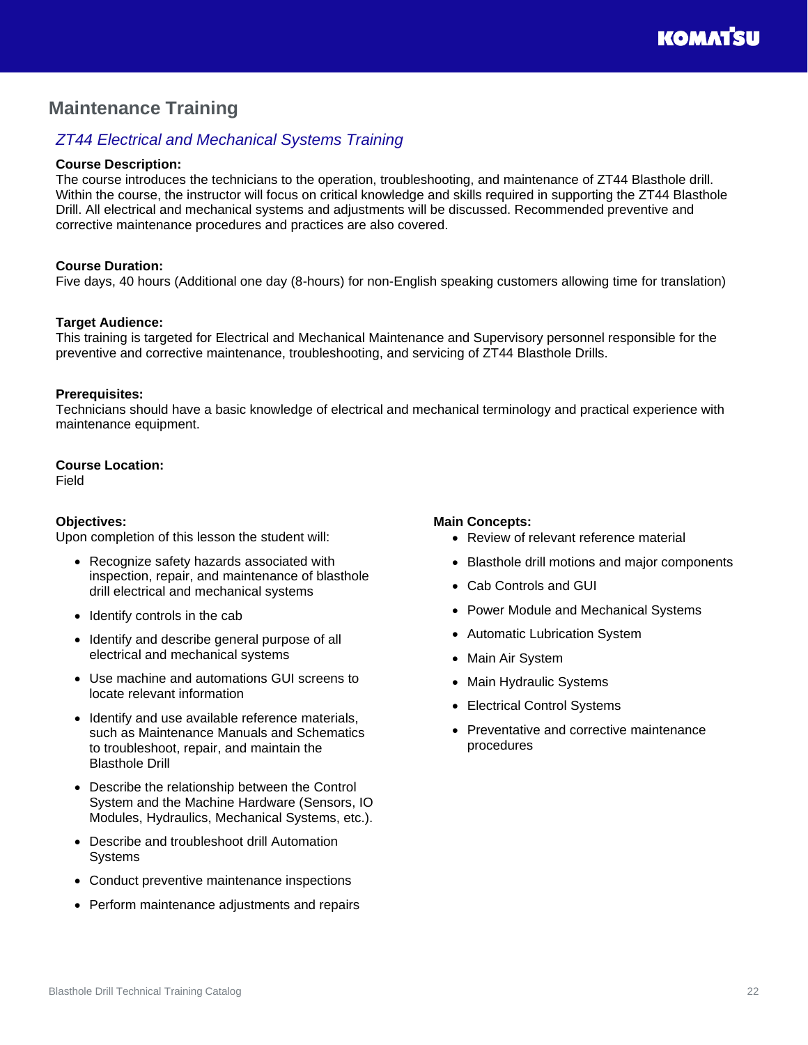## Maintenance Training

### *ZT44 Electrical and Mechanical Systems Training*

**Course Description:**
The course introduces the technicians to the operation, troubleshooting, and maintenance of ZT44 Blasthole drill. Within the course, the instructor will focus on critical knowledge and skills required in supporting the ZT44 Blasthole Drill. All electrical and mechanical systems and adjustments will be discussed. Recommended preventive and corrective maintenance procedures and practices are also covered.

**Course Duration:**
Five days, 40 hours (Additional one day (8-hours) for non-English speaking customers allowing time for translation)

**Target Audience:**
This training is targeted for Electrical and Mechanical Maintenance and Supervisory personnel responsible for the preventive and corrective maintenance, troubleshooting, and servicing of ZT44 Blasthole Drills.

**Prerequisites:**
Technicians should have a basic knowledge of electrical and mechanical terminology and practical experience with maintenance equipment.

**Course Location:**
Field

**Objectives:**
Upon completion of this lesson the student will:

- Recognize safety hazards associated with inspection, repair, and maintenance of blasthole drill electrical and mechanical systems
- Identify controls in the cab
- Identify and describe general purpose of all electrical and mechanical systems
- Use machine and automations GUI screens to locate relevant information
- Identify and use available reference materials, such as Maintenance Manuals and Schematics to troubleshoot, repair, and maintain the Blasthole Drill
- Describe the relationship between the Control System and the Machine Hardware (Sensors, IO Modules, Hydraulics, Mechanical Systems, etc.).
- Describe and troubleshoot drill Automation Systems
- Conduct preventive maintenance inspections
- Perform maintenance adjustments and repairs

**Main Concepts:**

- Review of relevant reference material
- Blasthole drill motions and major components
- Cab Controls and GUI
- Power Module and Mechanical Systems
- Automatic Lubrication System
- Main Air System
- Main Hydraulic Systems
- Electrical Control Systems
- Preventative and corrective maintenance procedures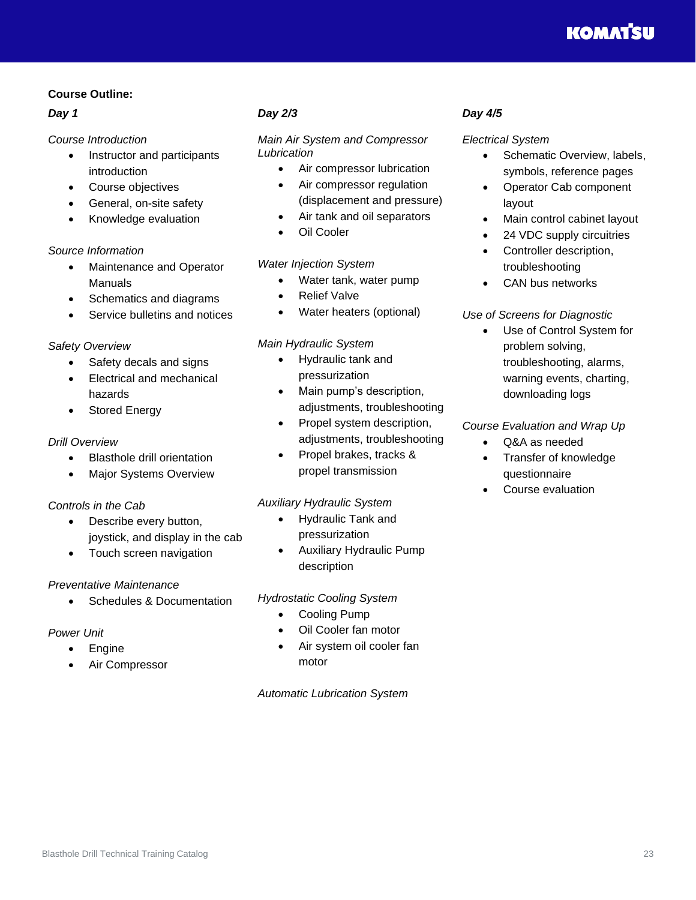**Course Outline:**

***Day 1***

*Course Introduction*

- Instructor and participants introduction
- Course objectives
- General, on-site safety
- Knowledge evaluation

*Source Information*

- Maintenance and Operator Manuals
- Schematics and diagrams
- Service bulletins and notices

*Safety Overview*

- Safety decals and signs
- Electrical and mechanical hazards
- Stored Energy

*Drill Overview*

- Blasthole drill orientation
- Major Systems Overview

*Controls in the Cab*

- Describe every button, joystick, and display in the cab
- Touch screen navigation

*Preventative Maintenance*

- Schedules & Documentation

*Power Unit*

- Engine
- Air Compressor

***Day 2/3***

*Main Air System and Compressor Lubrication*

- Air compressor lubrication
- Air compressor regulation (displacement and pressure)
- Air tank and oil separators
- Oil Cooler

*Water Injection System*

- Water tank, water pump
- Relief Valve
- Water heaters (optional)

*Main Hydraulic System*

- Hydraulic tank and pressurization
- Main pump's description, adjustments, troubleshooting
- Propel system description, adjustments, troubleshooting
- Propel brakes, tracks & propel transmission

*Auxiliary Hydraulic System*

- Hydraulic Tank and pressurization
- Auxiliary Hydraulic Pump description

*Hydrostatic Cooling System*

- Cooling Pump
- Oil Cooler fan motor
- Air system oil cooler fan motor

*Automatic Lubrication System*

***Day 4/5***

*Electrical System*

- Schematic Overview, labels, symbols, reference pages
- Operator Cab component layout
- Main control cabinet layout
- 24 VDC supply circuitries
- Controller description, troubleshooting
- CAN bus networks

*Use of Screens for Diagnostic*

- Use of Control System for problem solving, troubleshooting, alarms, warning events, charting, downloading logs

*Course Evaluation and Wrap Up*

- Q&A as needed
- Transfer of knowledge questionnaire
- Course evaluation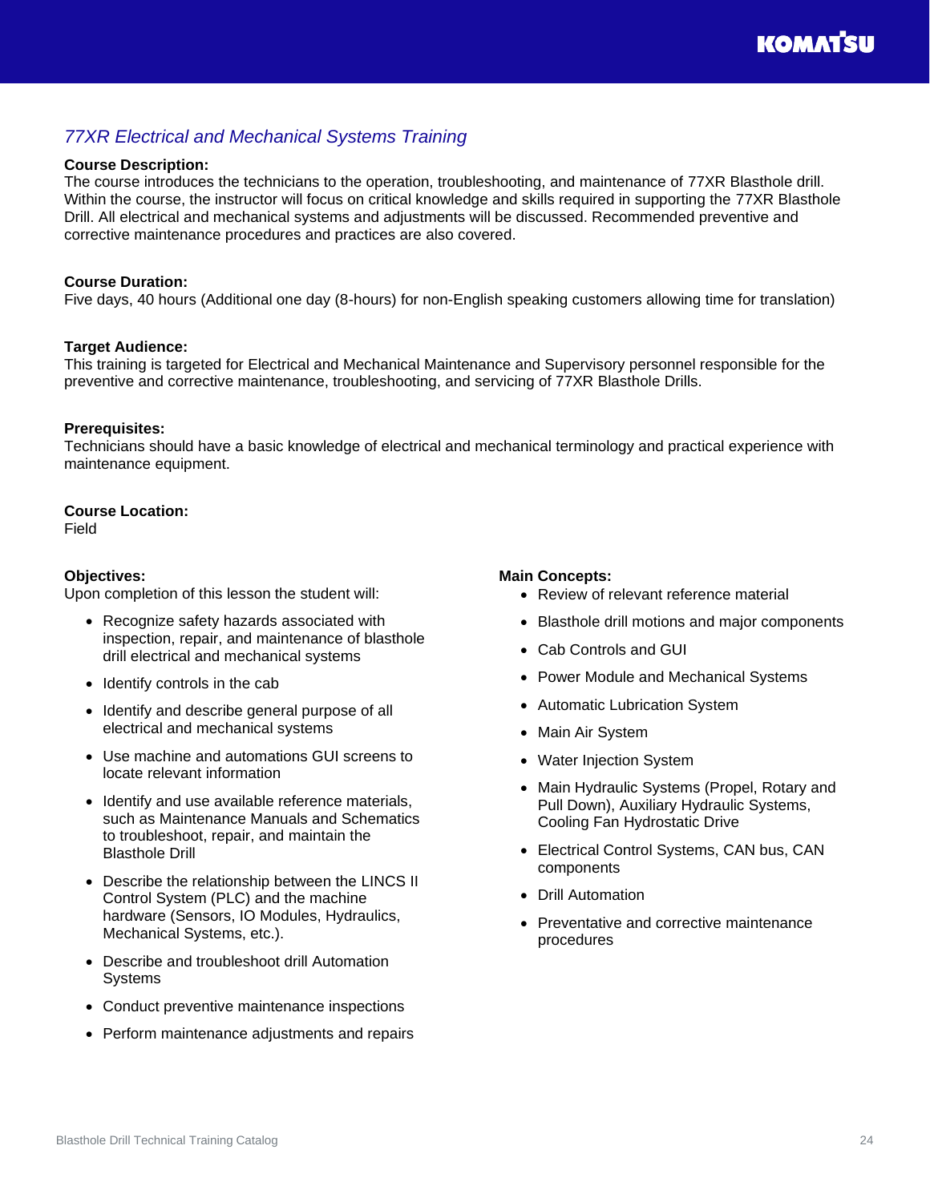## *77XR Electrical and Mechanical Systems Training*

**Course Description:**
The course introduces the technicians to the operation, troubleshooting, and maintenance of 77XR Blasthole drill. Within the course, the instructor will focus on critical knowledge and skills required in supporting the 77XR Blasthole Drill. All electrical and mechanical systems and adjustments will be discussed. Recommended preventive and corrective maintenance procedures and practices are also covered.

**Course Duration:**
Five days, 40 hours (Additional one day (8-hours) for non-English speaking customers allowing time for translation)

**Target Audience:**
This training is targeted for Electrical and Mechanical Maintenance and Supervisory personnel responsible for the preventive and corrective maintenance, troubleshooting, and servicing of 77XR Blasthole Drills.

**Prerequisites:**
Technicians should have a basic knowledge of electrical and mechanical terminology and practical experience with maintenance equipment.

**Course Location:**
Field

**Objectives:**
Upon completion of this lesson the student will:

- Recognize safety hazards associated with inspection, repair, and maintenance of blasthole drill electrical and mechanical systems
- Identify controls in the cab
- Identify and describe general purpose of all electrical and mechanical systems
- Use machine and automations GUI screens to locate relevant information
- Identify and use available reference materials, such as Maintenance Manuals and Schematics to troubleshoot, repair, and maintain the Blasthole Drill
- Describe the relationship between the LINCS II Control System (PLC) and the machine hardware (Sensors, IO Modules, Hydraulics, Mechanical Systems, etc.).
- Describe and troubleshoot drill Automation Systems
- Conduct preventive maintenance inspections
- Perform maintenance adjustments and repairs

**Main Concepts:**

- Review of relevant reference material
- Blasthole drill motions and major components
- Cab Controls and GUI
- Power Module and Mechanical Systems
- Automatic Lubrication System
- Main Air System
- Water Injection System
- Main Hydraulic Systems (Propel, Rotary and Pull Down), Auxiliary Hydraulic Systems, Cooling Fan Hydrostatic Drive
- Electrical Control Systems, CAN bus, CAN components
- Drill Automation
- Preventative and corrective maintenance procedures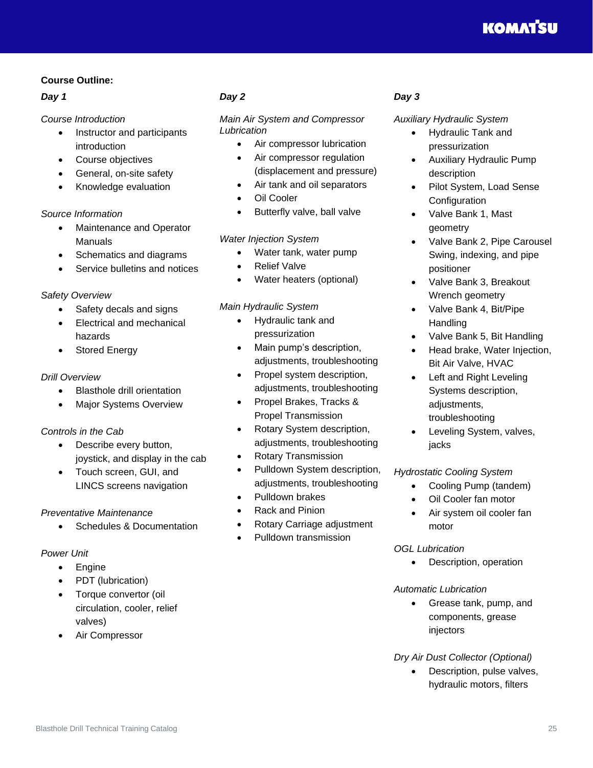**Course Outline:**

### *Day 1*

*Course Introduction*

- Instructor and participants introduction
- Course objectives
- General, on-site safety
- Knowledge evaluation

*Source Information*

- Maintenance and Operator Manuals
- Schematics and diagrams
- Service bulletins and notices

*Safety Overview*

- Safety decals and signs
- Electrical and mechanical hazards
- Stored Energy

*Drill Overview*

- Blasthole drill orientation
- Major Systems Overview

*Controls in the Cab*

- Describe every button, joystick, and display in the cab
- Touch screen, GUI, and LINCS screens navigation

*Preventative Maintenance*

- Schedules & Documentation

*Power Unit*

- Engine
- PDT (lubrication)
- Torque convertor (oil circulation, cooler, relief valves)
- Air Compressor

### *Day 2*

*Main Air System and Compressor Lubrication*

- Air compressor lubrication
- Air compressor regulation (displacement and pressure)
- Air tank and oil separators
- Oil Cooler
- Butterfly valve, ball valve

*Water Injection System*

- Water tank, water pump
- Relief Valve
- Water heaters (optional)

*Main Hydraulic System*

- Hydraulic tank and pressurization
- Main pump's description, adjustments, troubleshooting
- Propel system description, adjustments, troubleshooting
- Propel Brakes, Tracks & Propel Transmission
- Rotary System description, adjustments, troubleshooting
- Rotary Transmission
- Pulldown System description, adjustments, troubleshooting
- Pulldown brakes
- Rack and Pinion
- Rotary Carriage adjustment
- Pulldown transmission

### *Day 3*

*Auxiliary Hydraulic System*

- Hydraulic Tank and pressurization
- Auxiliary Hydraulic Pump description
- Pilot System, Load Sense Configuration
- Valve Bank 1, Mast geometry
- Valve Bank 2, Pipe Carousel Swing, indexing, and pipe positioner
- Valve Bank 3, Breakout Wrench geometry
- Valve Bank 4, Bit/Pipe Handling
- Valve Bank 5, Bit Handling
- Head brake, Water Injection, Bit Air Valve, HVAC
- Left and Right Leveling Systems description, adjustments, troubleshooting
- Leveling System, valves, jacks

*Hydrostatic Cooling System*

- Cooling Pump (tandem)
- Oil Cooler fan motor
- Air system oil cooler fan motor

*OGL Lubrication*

- Description, operation

*Automatic Lubrication*

- Grease tank, pump, and components, grease injectors

*Dry Air Dust Collector (Optional)*

- Description, pulse valves, hydraulic motors, filters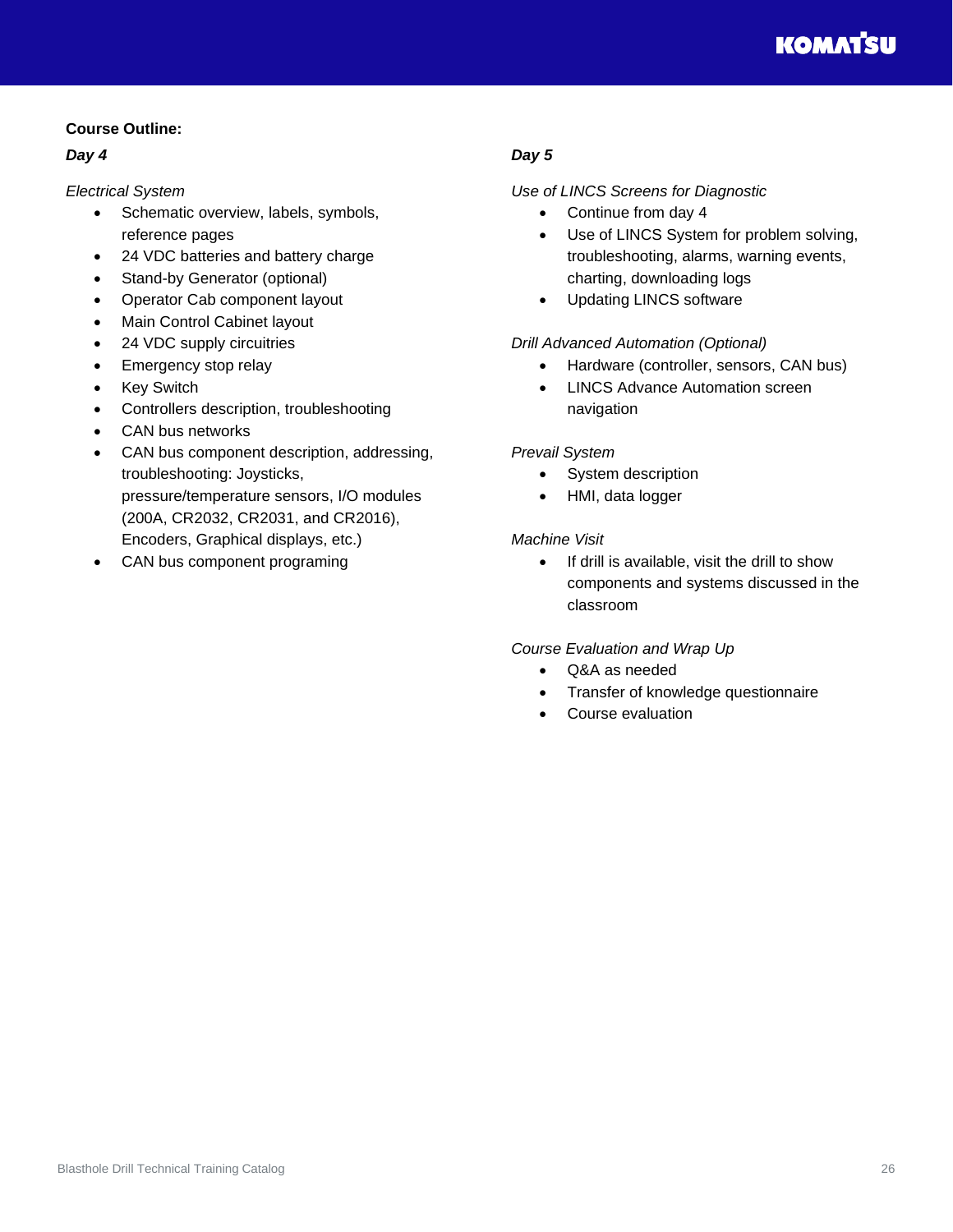**Course Outline:**

***Day 4***

*Electrical System*

- Schematic overview, labels, symbols, reference pages
- 24 VDC batteries and battery charge
- Stand-by Generator (optional)
- Operator Cab component layout
- Main Control Cabinet layout
- 24 VDC supply circuitries
- Emergency stop relay
- Key Switch
- Controllers description, troubleshooting
- CAN bus networks
- CAN bus component description, addressing, troubleshooting: Joysticks, pressure/temperature sensors, I/O modules (200A, CR2032, CR2031, and CR2016), Encoders, Graphical displays, etc.)
- CAN bus component programing

***Day 5***

*Use of LINCS Screens for Diagnostic*

- Continue from day 4
- Use of LINCS System for problem solving, troubleshooting, alarms, warning events, charting, downloading logs
- Updating LINCS software

*Drill Advanced Automation (Optional)*

- Hardware (controller, sensors, CAN bus)
- LINCS Advance Automation screen navigation

*Prevail System*

- System description
- HMI, data logger

*Machine Visit*

- If drill is available, visit the drill to show components and systems discussed in the classroom

*Course Evaluation and Wrap Up*

- Q&A as needed
- Transfer of knowledge questionnaire
- Course evaluation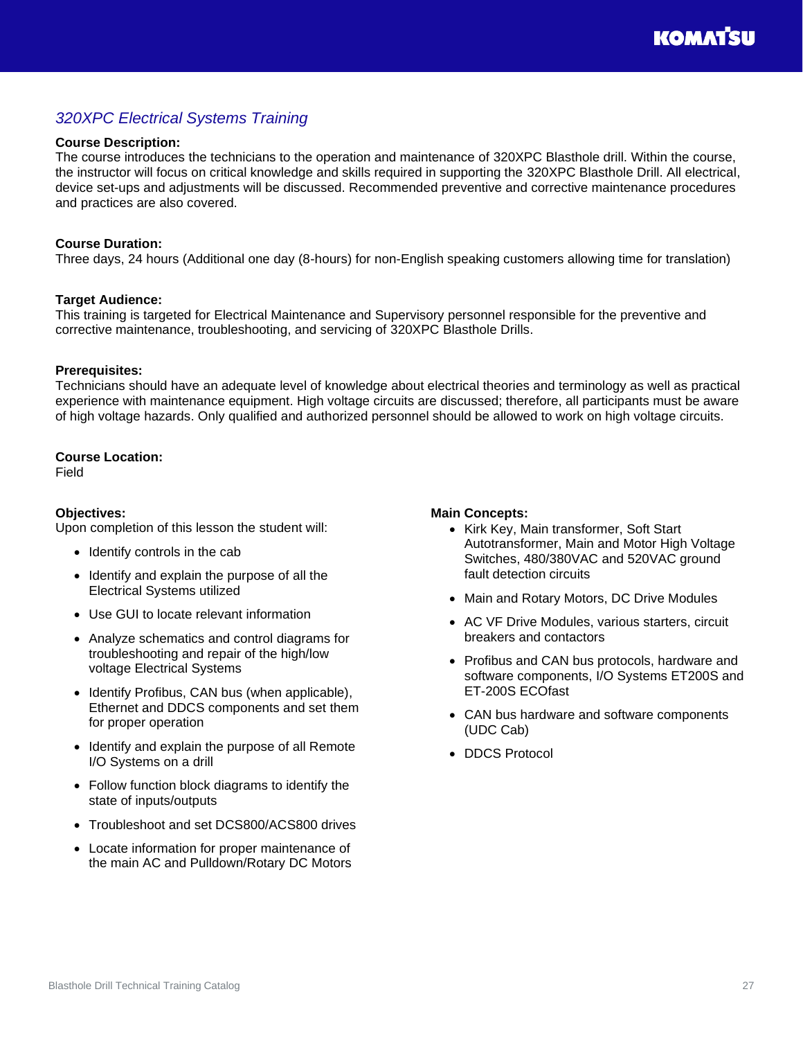## *320XPC Electrical Systems Training*

**Course Description:**
The course introduces the technicians to the operation and maintenance of 320XPC Blasthole drill. Within the course, the instructor will focus on critical knowledge and skills required in supporting the 320XPC Blasthole Drill. All electrical, device set-ups and adjustments will be discussed. Recommended preventive and corrective maintenance procedures and practices are also covered.

**Course Duration:**
Three days, 24 hours (Additional one day (8-hours) for non-English speaking customers allowing time for translation)

**Target Audience:**
This training is targeted for Electrical Maintenance and Supervisory personnel responsible for the preventive and corrective maintenance, troubleshooting, and servicing of 320XPC Blasthole Drills.

**Prerequisites:**
Technicians should have an adequate level of knowledge about electrical theories and terminology as well as practical experience with maintenance equipment. High voltage circuits are discussed; therefore, all participants must be aware of high voltage hazards. Only qualified and authorized personnel should be allowed to work on high voltage circuits.

**Course Location:**
Field

**Objectives:**
Upon completion of this lesson the student will:

- Identify controls in the cab
- Identify and explain the purpose of all the Electrical Systems utilized
- Use GUI to locate relevant information
- Analyze schematics and control diagrams for troubleshooting and repair of the high/low voltage Electrical Systems
- Identify Profibus, CAN bus (when applicable), Ethernet and DDCS components and set them for proper operation
- Identify and explain the purpose of all Remote I/O Systems on a drill
- Follow function block diagrams to identify the state of inputs/outputs
- Troubleshoot and set DCS800/ACS800 drives
- Locate information for proper maintenance of the main AC and Pulldown/Rotary DC Motors

**Main Concepts:**

- Kirk Key, Main transformer, Soft Start Autotransformer, Main and Motor High Voltage Switches, 480/380VAC and 520VAC ground fault detection circuits
- Main and Rotary Motors, DC Drive Modules
- AC VF Drive Modules, various starters, circuit breakers and contactors
- Profibus and CAN bus protocols, hardware and software components, I/O Systems ET200S and ET-200S ECOfast
- CAN bus hardware and software components (UDC Cab)
- DDCS Protocol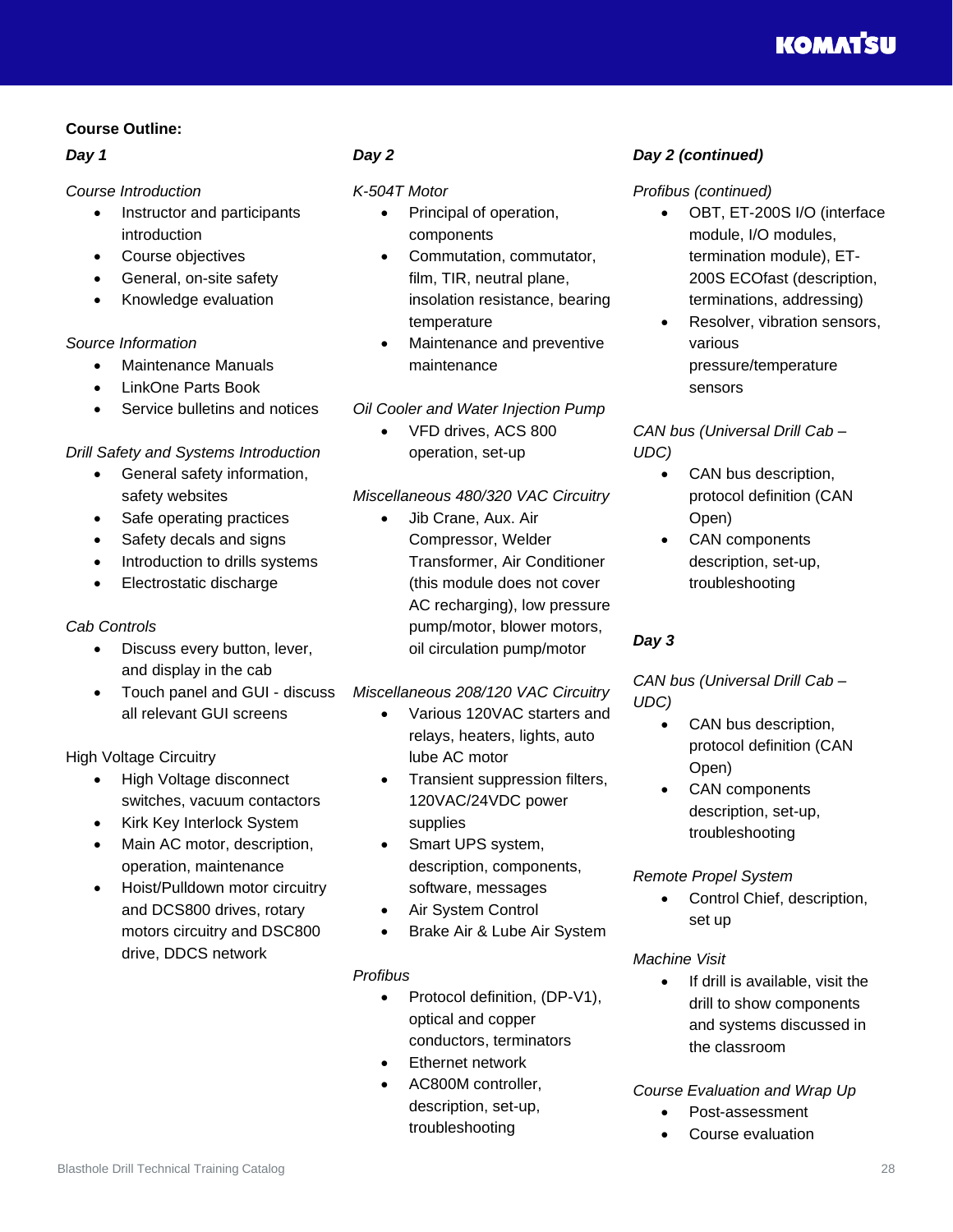**Course Outline:**

***Day 1***

*Course Introduction*

- Instructor and participants introduction
- Course objectives
- General, on-site safety
- Knowledge evaluation

*Source Information*

- Maintenance Manuals
- LinkOne Parts Book
- Service bulletins and notices

*Drill Safety and Systems Introduction*

- General safety information, safety websites
- Safe operating practices
- Safety decals and signs
- Introduction to drills systems
- Electrostatic discharge

*Cab Controls*

- Discuss every button, lever, and display in the cab
- Touch panel and GUI - discuss all relevant GUI screens

High Voltage Circuitry

- High Voltage disconnect switches, vacuum contactors
- Kirk Key Interlock System
- Main AC motor, description, operation, maintenance
- Hoist/Pulldown motor circuitry and DCS800 drives, rotary motors circuitry and DSC800 drive, DDCS network

***Day 2***

*K-504T Motor*

- Principal of operation, components
- Commutation, commutator, film, TIR, neutral plane, insolation resistance, bearing temperature
- Maintenance and preventive maintenance

*Oil Cooler and Water Injection Pump*

- VFD drives, ACS 800 operation, set-up

*Miscellaneous 480/320 VAC Circuitry*

- Jib Crane, Aux. Air Compressor, Welder Transformer, Air Conditioner (this module does not cover AC recharging), low pressure pump/motor, blower motors, oil circulation pump/motor

*Miscellaneous 208/120 VAC Circuitry*

- Various 120VAC starters and relays, heaters, lights, auto lube AC motor
- Transient suppression filters, 120VAC/24VDC power supplies
- Smart UPS system, description, components, software, messages
- Air System Control
- Brake Air & Lube Air System

*Profibus*

- Protocol definition, (DP-V1), optical and copper conductors, terminators
- Ethernet network
- AC800M controller, description, set-up, troubleshooting

***Day 2 (continued)***

*Profibus (continued)*

- OBT, ET-200S I/O (interface module, I/O modules, termination module), ET-200S ECOfast (description, terminations, addressing)
- Resolver, vibration sensors, various pressure/temperature sensors

*CAN bus (Universal Drill Cab – UDC)*

- CAN bus description, protocol definition (CAN Open)
- CAN components description, set-up, troubleshooting

***Day 3***

*CAN bus (Universal Drill Cab – UDC)*

- CAN bus description, protocol definition (CAN Open)
- CAN components description, set-up, troubleshooting

*Remote Propel System*

- Control Chief, description, set up

*Machine Visit*

- If drill is available, visit the drill to show components and systems discussed in the classroom

*Course Evaluation and Wrap Up*

- Post-assessment
- Course evaluation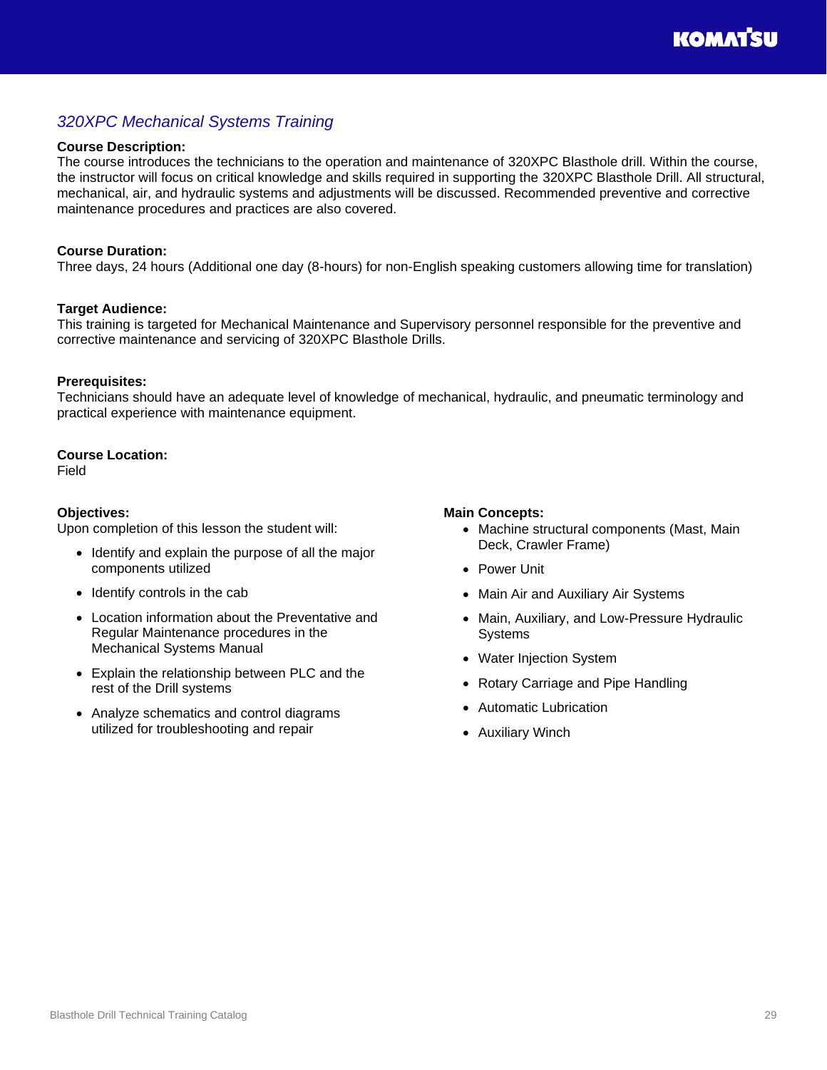## *320XPC Mechanical Systems Training*

**Course Description:**
The course introduces the technicians to the operation and maintenance of 320XPC Blasthole drill. Within the course, the instructor will focus on critical knowledge and skills required in supporting the 320XPC Blasthole Drill. All structural, mechanical, air, and hydraulic systems and adjustments will be discussed. Recommended preventive and corrective maintenance procedures and practices are also covered.

**Course Duration:**
Three days, 24 hours (Additional one day (8-hours) for non-English speaking customers allowing time for translation)

**Target Audience:**
This training is targeted for Mechanical Maintenance and Supervisory personnel responsible for the preventive and corrective maintenance and servicing of 320XPC Blasthole Drills.

**Prerequisites:**
Technicians should have an adequate level of knowledge of mechanical, hydraulic, and pneumatic terminology and practical experience with maintenance equipment.

**Course Location:**
Field

**Objectives:**
Upon completion of this lesson the student will:

- Identify and explain the purpose of all the major components utilized
- Identify controls in the cab
- Location information about the Preventative and Regular Maintenance procedures in the Mechanical Systems Manual
- Explain the relationship between PLC and the rest of the Drill systems
- Analyze schematics and control diagrams utilized for troubleshooting and repair

**Main Concepts:**

- Machine structural components (Mast, Main Deck, Crawler Frame)
- Power Unit
- Main Air and Auxiliary Air Systems
- Main, Auxiliary, and Low-Pressure Hydraulic Systems
- Water Injection System
- Rotary Carriage and Pipe Handling
- Automatic Lubrication
- Auxiliary Winch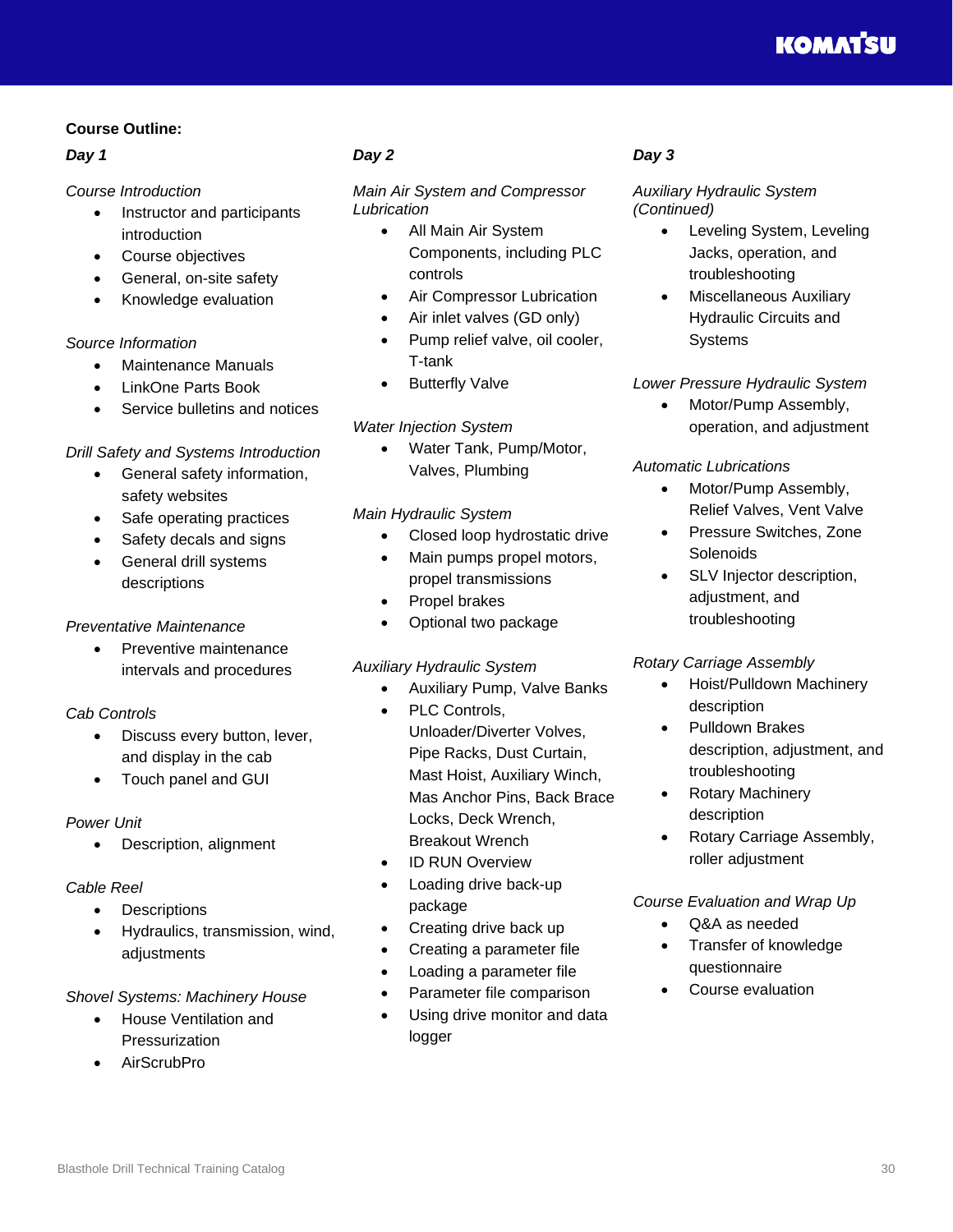**Course Outline:**

***Day 1***

*Course Introduction*

- Instructor and participants introduction
- Course objectives
- General, on-site safety
- Knowledge evaluation

*Source Information*

- Maintenance Manuals
- LinkOne Parts Book
- Service bulletins and notices

*Drill Safety and Systems Introduction*

- General safety information, safety websites
- Safe operating practices
- Safety decals and signs
- General drill systems descriptions

*Preventative Maintenance*

- Preventive maintenance intervals and procedures

*Cab Controls*

- Discuss every button, lever, and display in the cab
- Touch panel and GUI

*Power Unit*

- Description, alignment

*Cable Reel*

- Descriptions
- Hydraulics, transmission, wind, adjustments

*Shovel Systems: Machinery House*

- House Ventilation and Pressurization
- AirScrubPro

***Day 2***

*Main Air System and Compressor Lubrication*

- All Main Air System Components, including PLC controls
- Air Compressor Lubrication
- Air inlet valves (GD only)
- Pump relief valve, oil cooler, T-tank
- Butterfly Valve

*Water Injection System*

- Water Tank, Pump/Motor, Valves, Plumbing

*Main Hydraulic System*

- Closed loop hydrostatic drive
- Main pumps propel motors, propel transmissions
- Propel brakes
- Optional two package

*Auxiliary Hydraulic System*

- Auxiliary Pump, Valve Banks
- PLC Controls, Unloader/Diverter Volves, Pipe Racks, Dust Curtain, Mast Hoist, Auxiliary Winch, Mas Anchor Pins, Back Brace Locks, Deck Wrench, Breakout Wrench
- ID RUN Overview
- Loading drive back-up package
- Creating drive back up
- Creating a parameter file
- Loading a parameter file
- Parameter file comparison
- Using drive monitor and data logger

***Day 3***

*Auxiliary Hydraulic System (Continued)*

- Leveling System, Leveling Jacks, operation, and troubleshooting
- Miscellaneous Auxiliary Hydraulic Circuits and Systems

*Lower Pressure Hydraulic System*

- Motor/Pump Assembly, operation, and adjustment

*Automatic Lubrications*

- Motor/Pump Assembly, Relief Valves, Vent Valve
- Pressure Switches, Zone Solenoids
- SLV Injector description, adjustment, and troubleshooting

*Rotary Carriage Assembly*

- Hoist/Pulldown Machinery description
- Pulldown Brakes description, adjustment, and troubleshooting
- Rotary Machinery description
- Rotary Carriage Assembly, roller adjustment

*Course Evaluation and Wrap Up*

- Q&A as needed
- Transfer of knowledge questionnaire
- Course evaluation